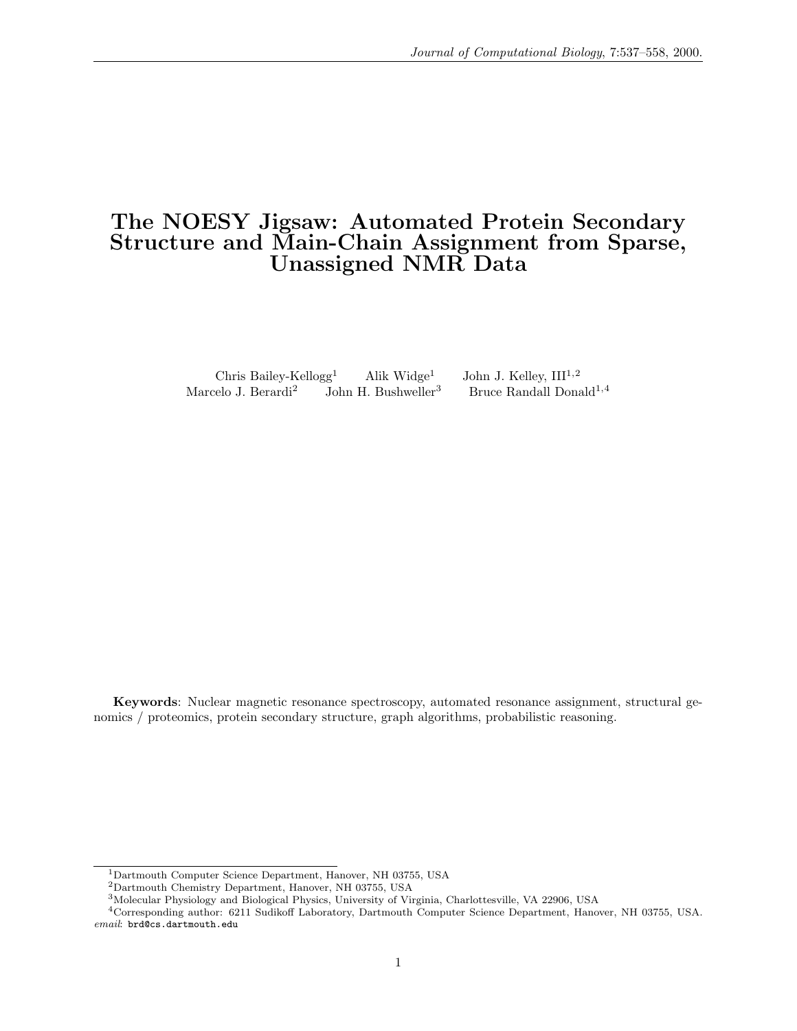# The NOESY Jigsaw: Automated Protein Secondary Structure and Main-Chain Assignment from Sparse, Unassigned NMR Data

Chris Bailey-Kellogg[1] Alik Widge[1] John J. Kelley, III[1,2]
Marcelo J. Berardi[2] John H. Bushweller[3] Bruce Randall Donald[1,4]

**Keywords**: Nuclear magnetic resonance spectroscopy, automated resonance assignment, structural genomics / proteomics, protein secondary structure, graph algorithms, probabilistic reasoning.

---

[1]Dartmouth Computer Science Department, Hanover, NH 03755, USA

[2]Dartmouth Chemistry Department, Hanover, NH 03755, USA

[3]Molecular Physiology and Biological Physics, University of Virginia, Charlottesville, VA 22906, USA

[4]Corresponding author: 6211 Sudikoff Laboratory, Dartmouth Computer Science Department, Hanover, NH 03755, USA. *email*: brd@cs.dartmouth.edu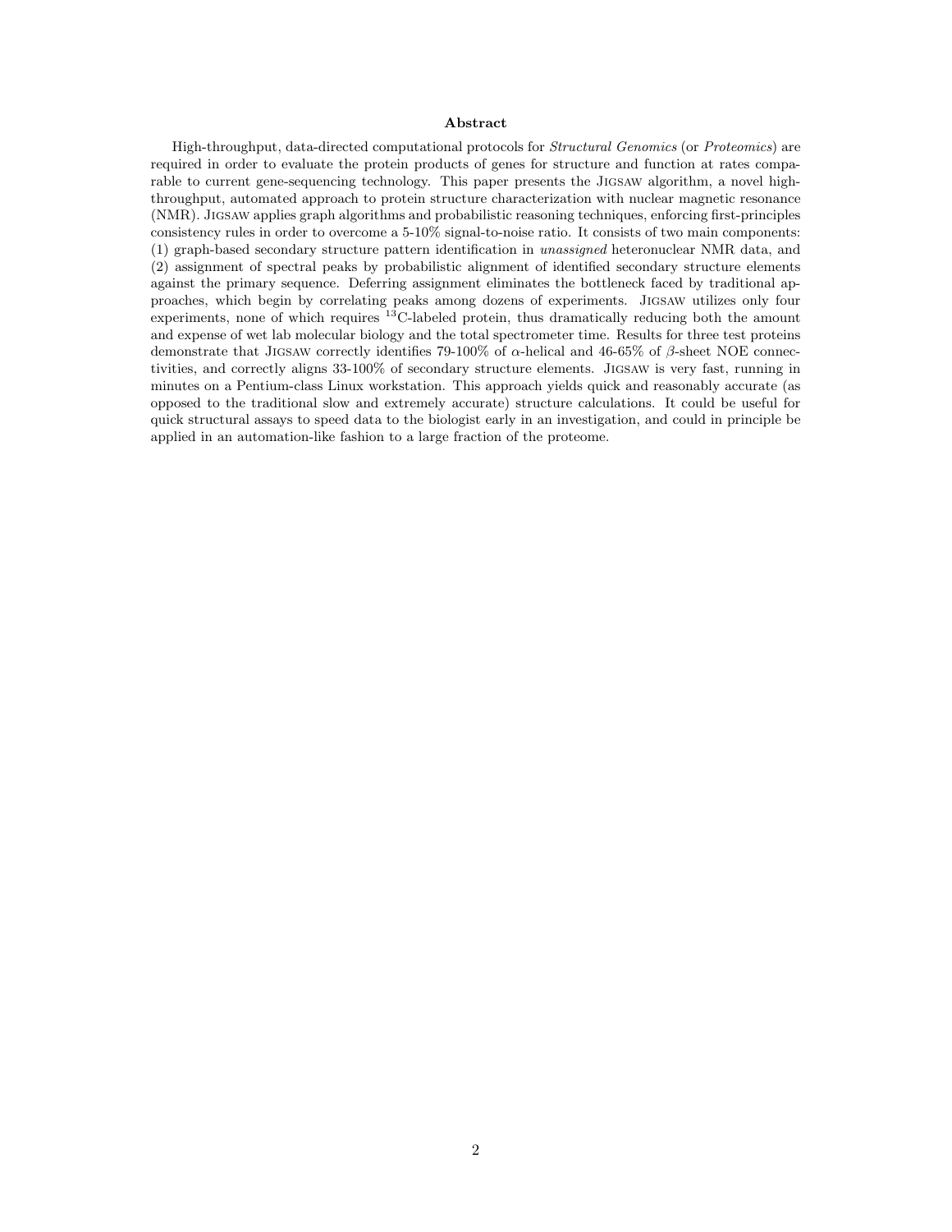**Abstract**

High-throughput, data-directed computational protocols for *Structural Genomics* (or *Proteomics*) are required in order to evaluate the protein products of genes for structure and function at rates comparable to current gene-sequencing technology. This paper presents the Jigsaw algorithm, a novel high-throughput, automated approach to protein structure characterization with nuclear magnetic resonance (NMR). Jigsaw applies graph algorithms and probabilistic reasoning techniques, enforcing first-principles consistency rules in order to overcome a 5-10% signal-to-noise ratio. It consists of two main components: (1) graph-based secondary structure pattern identification in *unassigned* heteronuclear NMR data, and (2) assignment of spectral peaks by probabilistic alignment of identified secondary structure elements against the primary sequence. Deferring assignment eliminates the bottleneck faced by traditional approaches, which begin by correlating peaks among dozens of experiments. Jigsaw utilizes only four experiments, none of which requires $^{13}$C-labeled protein, thus dramatically reducing both the amount and expense of wet lab molecular biology and the total spectrometer time. Results for three test proteins demonstrate that Jigsaw correctly identifies 79-100% of $\alpha$-helical and 46-65% of $\beta$-sheet NOE connectivities, and correctly aligns 33-100% of secondary structure elements. Jigsaw is very fast, running in minutes on a Pentium-class Linux workstation. This approach yields quick and reasonably accurate (as opposed to the traditional slow and extremely accurate) structure calculations. It could be useful for quick structural assays to speed data to the biologist early in an investigation, and could in principle be applied in an automation-like fashion to a large fraction of the proteome.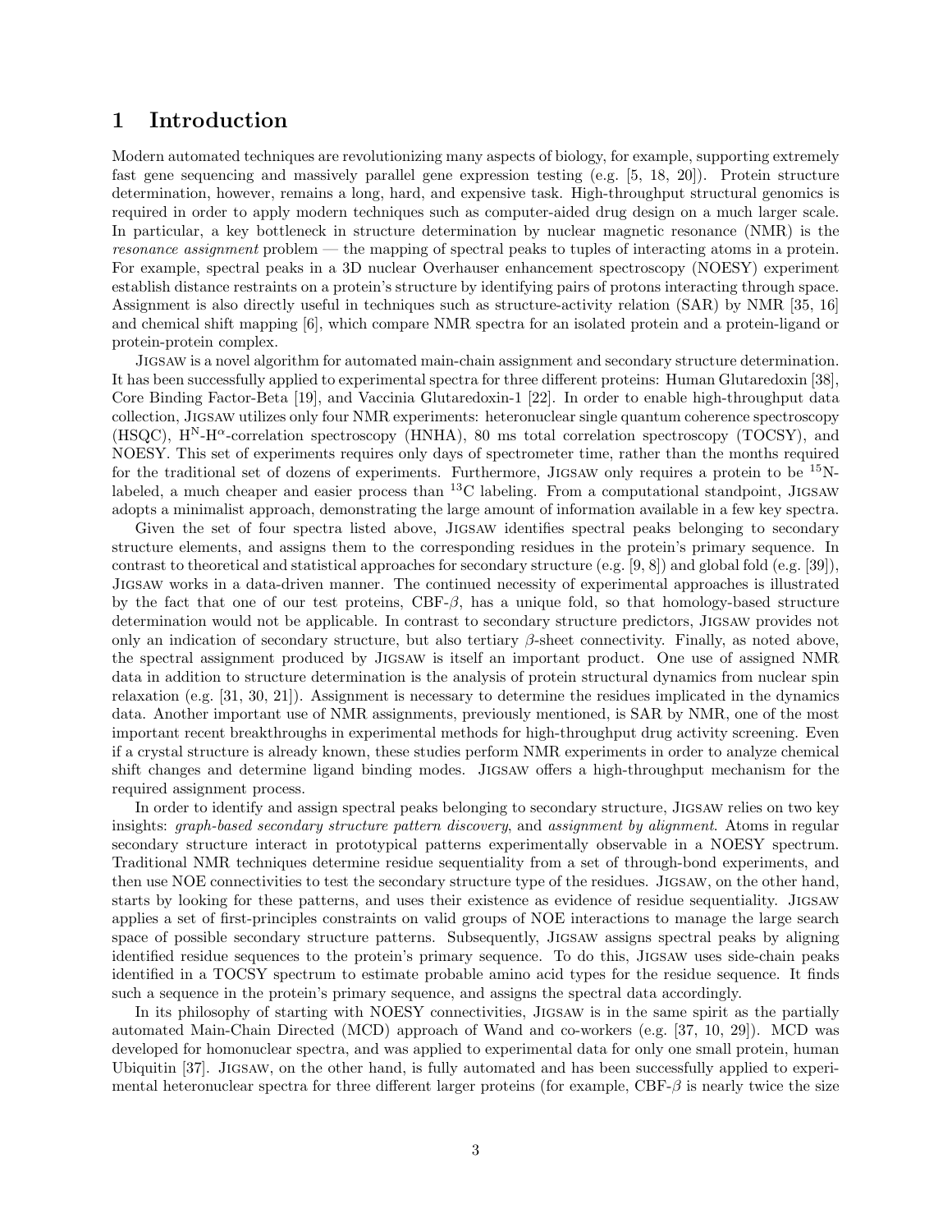# 1 Introduction

Modern automated techniques are revolutionizing many aspects of biology, for example, supporting extremely fast gene sequencing and massively parallel gene expression testing (e.g. [5, 18, 20]). Protein structure determination, however, remains a long, hard, and expensive task. High-throughput structural genomics is required in order to apply modern techniques such as computer-aided drug design on a much larger scale. In particular, a key bottleneck in structure determination by nuclear magnetic resonance (NMR) is the *resonance assignment* problem — the mapping of spectral peaks to tuples of interacting atoms in a protein. For example, spectral peaks in a 3D nuclear Overhauser enhancement spectroscopy (NOESY) experiment establish distance restraints on a protein's structure by identifying pairs of protons interacting through space. Assignment is also directly useful in techniques such as structure-activity relation (SAR) by NMR [35, 16] and chemical shift mapping [6], which compare NMR spectra for an isolated protein and a protein-ligand or protein-protein complex.

Jigsaw is a novel algorithm for automated main-chain assignment and secondary structure determination. It has been successfully applied to experimental spectra for three different proteins: Human Glutaredoxin [38], Core Binding Factor-Beta [19], and Vaccinia Glutaredoxin-1 [22]. In order to enable high-throughput data collection, Jigsaw utilizes only four NMR experiments: heteronuclear single quantum coherence spectroscopy (HSQC), $\mathrm{H^N}$-$\mathrm{H}^\alpha$-correlation spectroscopy (HNHA), 80 ms total correlation spectroscopy (TOCSY), and NOESY. This set of experiments requires only days of spectrometer time, rather than the months required for the traditional set of dozens of experiments. Furthermore, Jigsaw only requires a protein to be $^{15}$N-labeled, a much cheaper and easier process than $^{13}$C labeling. From a computational standpoint, Jigsaw adopts a minimalist approach, demonstrating the large amount of information available in a few key spectra.

Given the set of four spectra listed above, Jigsaw identifies spectral peaks belonging to secondary structure elements, and assigns them to the corresponding residues in the protein's primary sequence. In contrast to theoretical and statistical approaches for secondary structure (e.g. [9, 8]) and global fold (e.g. [39]), Jigsaw works in a data-driven manner. The continued necessity of experimental approaches is illustrated by the fact that one of our test proteins, CBF-$\beta$, has a unique fold, so that homology-based structure determination would not be applicable. In contrast to secondary structure predictors, Jigsaw provides not only an indication of secondary structure, but also tertiary $\beta$-sheet connectivity. Finally, as noted above, the spectral assignment produced by Jigsaw is itself an important product. One use of assigned NMR data in addition to structure determination is the analysis of protein structural dynamics from nuclear spin relaxation (e.g. [31, 30, 21]). Assignment is necessary to determine the residues implicated in the dynamics data. Another important use of NMR assignments, previously mentioned, is SAR by NMR, one of the most important recent breakthroughs in experimental methods for high-throughput drug activity screening. Even if a crystal structure is already known, these studies perform NMR experiments in order to analyze chemical shift changes and determine ligand binding modes. Jigsaw offers a high-throughput mechanism for the required assignment process.

In order to identify and assign spectral peaks belonging to secondary structure, Jigsaw relies on two key insights: *graph-based secondary structure pattern discovery*, and *assignment by alignment*. Atoms in regular secondary structure interact in prototypical patterns experimentally observable in a NOESY spectrum. Traditional NMR techniques determine residue sequentiality from a set of through-bond experiments, and then use NOE connectivities to test the secondary structure type of the residues. Jigsaw, on the other hand, starts by looking for these patterns, and uses their existence as evidence of residue sequentiality. Jigsaw applies a set of first-principles constraints on valid groups of NOE interactions to manage the large search space of possible secondary structure patterns. Subsequently, Jigsaw assigns spectral peaks by aligning identified residue sequences to the protein's primary sequence. To do this, Jigsaw uses side-chain peaks identified in a TOCSY spectrum to estimate probable amino acid types for the residue sequence. It finds such a sequence in the protein's primary sequence, and assigns the spectral data accordingly.

In its philosophy of starting with NOESY connectivities, Jigsaw is in the same spirit as the partially automated Main-Chain Directed (MCD) approach of Wand and co-workers (e.g. [37, 10, 29]). MCD was developed for homonuclear spectra, and was applied to experimental data for only one small protein, human Ubiquitin [37]. Jigsaw, on the other hand, is fully automated and has been successfully applied to experimental heteronuclear spectra for three different larger proteins (for example, CBF-$\beta$ is nearly twice the size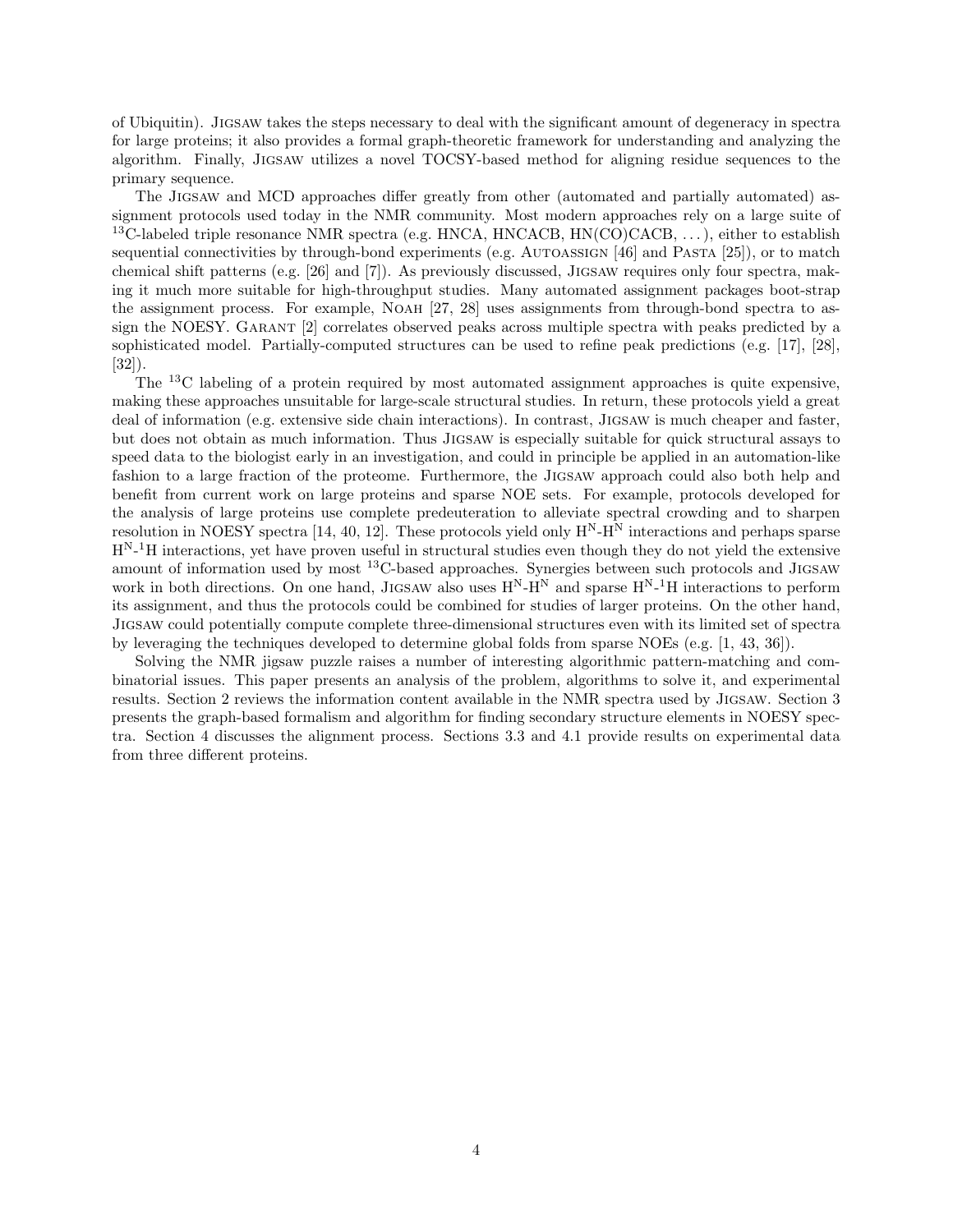of Ubiquitin). Jigsaw takes the steps necessary to deal with the significant amount of degeneracy in spectra for large proteins; it also provides a formal graph-theoretic framework for understanding and analyzing the algorithm. Finally, Jigsaw utilizes a novel TOCSY-based method for aligning residue sequences to the primary sequence.

The Jigsaw and MCD approaches differ greatly from other (automated and partially automated) assignment protocols used today in the NMR community. Most modern approaches rely on a large suite of $^{13}$C-labeled triple resonance NMR spectra (e.g. HNCA, HNCACB, HN(CO)CACB, ...), either to establish sequential connectivities by through-bond experiments (e.g. Autoassign [46] and Pasta [25]), or to match chemical shift patterns (e.g. [26] and [7]). As previously discussed, Jigsaw requires only four spectra, making it much more suitable for high-throughput studies. Many automated assignment packages boot-strap the assignment process. For example, Noah [27, 28] uses assignments from through-bond spectra to assign the NOESY. Garant [2] correlates observed peaks across multiple spectra with peaks predicted by a sophisticated model. Partially-computed structures can be used to refine peak predictions (e.g. [17], [28], [32]).

The $^{13}$C labeling of a protein required by most automated assignment approaches is quite expensive, making these approaches unsuitable for large-scale structural studies. In return, these protocols yield a great deal of information (e.g. extensive side chain interactions). In contrast, Jigsaw is much cheaper and faster, but does not obtain as much information. Thus Jigsaw is especially suitable for quick structural assays to speed data to the biologist early in an investigation, and could in principle be applied in an automation-like fashion to a large fraction of the proteome. Furthermore, the Jigsaw approach could also both help and benefit from current work on large proteins and sparse NOE sets. For example, protocols developed for the analysis of large proteins use complete predeuteration to alleviate spectral crowding and to sharpen resolution in NOESY spectra [14, 40, 12]. These protocols yield only $\mathrm{H^N}$-$\mathrm{H^N}$ interactions and perhaps sparse $\mathrm{H^N}$-$^1$H interactions, yet have proven useful in structural studies even though they do not yield the extensive amount of information used by most $^{13}$C-based approaches. Synergies between such protocols and Jigsaw work in both directions. On one hand, Jigsaw also uses $\mathrm{H^N}$-$\mathrm{H^N}$ and sparse $\mathrm{H^N}$-$^1$H interactions to perform its assignment, and thus the protocols could be combined for studies of larger proteins. On the other hand, Jigsaw could potentially compute complete three-dimensional structures even with its limited set of spectra by leveraging the techniques developed to determine global folds from sparse NOEs (e.g. [1, 43, 36]).

Solving the NMR jigsaw puzzle raises a number of interesting algorithmic pattern-matching and combinatorial issues. This paper presents an analysis of the problem, algorithms to solve it, and experimental results. Section 2 reviews the information content available in the NMR spectra used by Jigsaw. Section 3 presents the graph-based formalism and algorithm for finding secondary structure elements in NOESY spectra. Section 4 discusses the alignment process. Sections 3.3 and 4.1 provide results on experimental data from three different proteins.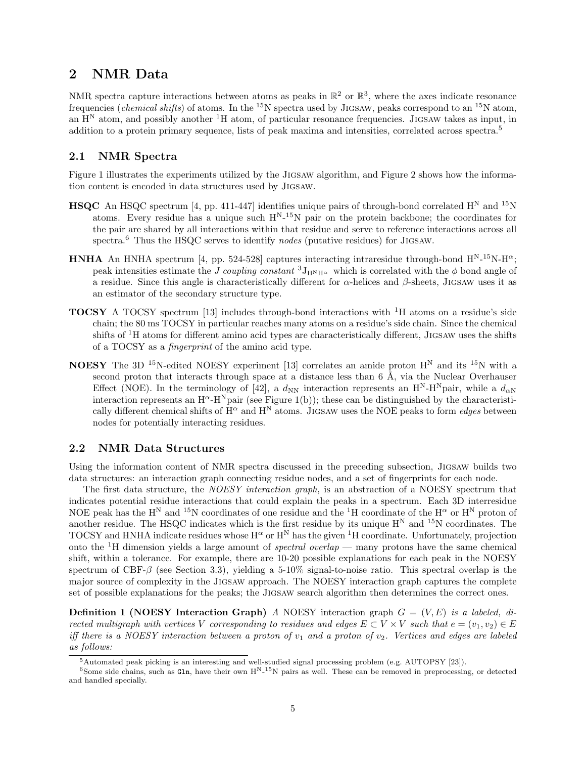## 2 NMR Data

NMR spectra capture interactions between atoms as peaks in $\mathbb{R}^2$ or $\mathbb{R}^3$, where the axes indicate resonance frequencies (*chemical shifts*) of atoms. In the $^{15}$N spectra used by Jigsaw, peaks correspond to an $^{15}$N atom, an $H^N$ atom, and possibly another $^1$H atom, of particular resonance frequencies. Jigsaw takes as input, in addition to a protein primary sequence, lists of peak maxima and intensities, correlated across spectra.[5]

### 2.1 NMR Spectra

Figure 1 illustrates the experiments utilized by the Jigsaw algorithm, and Figure 2 shows how the information content is encoded in data structures used by Jigsaw.

**HSQC** An HSQC spectrum [4, pp. 411-447] identifies unique pairs of through-bond correlated $H^N$ and $^{15}$N atoms. Every residue has a unique such $H^N$-$^{15}$N pair on the protein backbone; the coordinates for the pair are shared by all interactions within that residue and serve to reference interactions across all spectra.[6] Thus the HSQC serves to identify *nodes* (putative residues) for Jigsaw.

**HNHA** An HNHA spectrum [4, pp. 524-528] captures interacting intraresidue through-bond $H^N$-$^{15}$N-$H^\alpha$; peak intensities estimate the *J coupling constant* $^3J_{H^N H^\alpha}$ which is correlated with the $\phi$ bond angle of a residue. Since this angle is characteristically different for $\alpha$-helices and $\beta$-sheets, Jigsaw uses it as an estimator of the secondary structure type.

**TOCSY** A TOCSY spectrum [13] includes through-bond interactions with $^1$H atoms on a residue's side chain; the 80 ms TOCSY in particular reaches many atoms on a residue's side chain. Since the chemical shifts of $^1$H atoms for different amino acid types are characteristically different, Jigsaw uses the shifts of a TOCSY as a *fingerprint* of the amino acid type.

**NOESY** The 3D $^{15}$N-edited NOESY experiment [13] correlates an amide proton $H^N$ and its $^{15}$N with a second proton that interacts through space at a distance less than 6 Å, via the Nuclear Overhauser Effect (NOE). In the terminology of [42], a $d_{NN}$ interaction represents an $H^N$-$H^N$pair, while a $d_{\alpha N}$ interaction represents an $H^\alpha$-$H^N$pair (see Figure 1(b)); these can be distinguished by the characteristically different chemical shifts of $H^\alpha$ and $H^N$ atoms. Jigsaw uses the NOE peaks to form *edges* between nodes for potentially interacting residues.

### 2.2 NMR Data Structures

Using the information content of NMR spectra discussed in the preceding subsection, Jigsaw builds two data structures: an interaction graph connecting residue nodes, and a set of fingerprints for each node.

The first data structure, the *NOESY interaction graph*, is an abstraction of a NOESY spectrum that indicates potential residue interactions that could explain the peaks in a spectrum. Each 3D interresidue NOE peak has the $H^N$ and $^{15}$N coordinates of one residue and the $^1$H coordinate of the $H^\alpha$ or $H^N$ proton of another residue. The HSQC indicates which is the first residue by its unique $H^N$ and $^{15}$N coordinates. The TOCSY and HNHA indicate residues whose $H^\alpha$ or $H^N$ has the given $^1$H coordinate. Unfortunately, projection onto the $^1$H dimension yields a large amount of *spectral overlap* — many protons have the same chemical shift, within a tolerance. For example, there are 10-20 possible explanations for each peak in the NOESY spectrum of CBF-$\beta$ (see Section 3.3), yielding a 5-10% signal-to-noise ratio. This spectral overlap is the major source of complexity in the Jigsaw approach. The NOESY interaction graph captures the complete set of possible explanations for the peaks; the Jigsaw search algorithm then determines the correct ones.

**Definition 1 (NOESY Interaction Graph)** *A NOESY interaction graph $G = (V, E)$ is a labeled, directed multigraph with vertices $V$ corresponding to residues and edges $E \subset V \times V$ such that $e = (v_1, v_2) \in E$ iff there is a NOESY interaction between a proton of $v_1$ and a proton of $v_2$. Vertices and edges are labeled as follows:*

---

[5] Automated peak picking is an interesting and well-studied signal processing problem (e.g. AUTOPSY [23]).

[6] Some side chains, such as Gln, have their own $H^N$-$^{15}$N pairs as well. These can be removed in preprocessing, or detected and handled specially.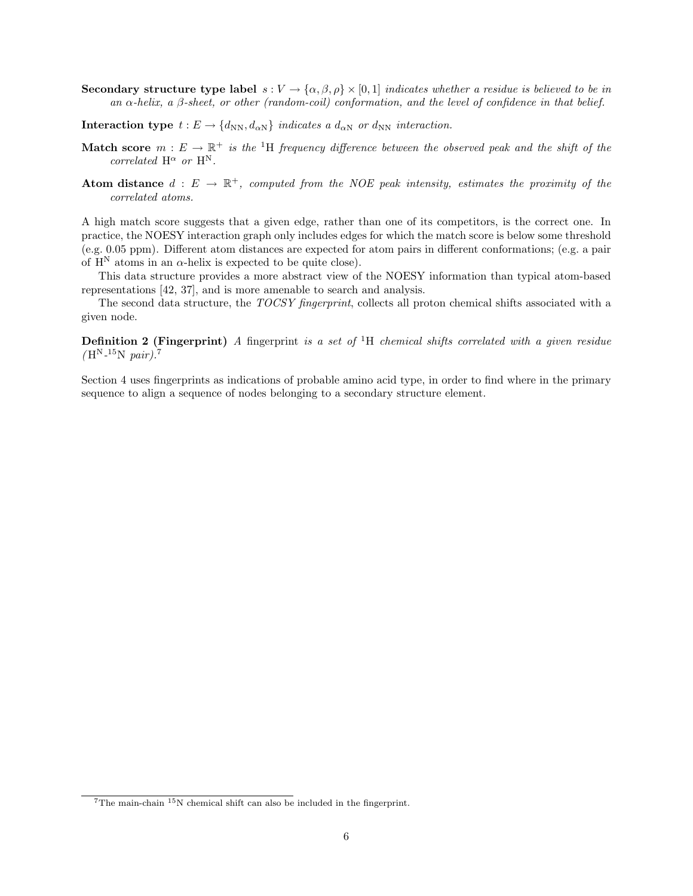**Secondary structure type label** $s : V \rightarrow \{\alpha, \beta, \rho\} \times [0, 1]$ *indicates whether a residue is believed to be in an α-helix, a β-sheet, or other (random-coil) conformation, and the level of confidence in that belief.*

**Interaction type** $t : E \rightarrow \{d_{\text{NN}}, d_{\alpha\text{N}}\}$ *indicates a* $d_{\alpha\text{N}}$ *or* $d_{\text{NN}}$ *interaction.*

**Match score** $m : E \rightarrow \mathbb{R}^+$ *is the* $^1$H *frequency difference between the observed peak and the shift of the correlated* $\text{H}^\alpha$ *or* $\text{H}^\text{N}$.

**Atom distance** $d : E \rightarrow \mathbb{R}^+$*, computed from the NOE peak intensity, estimates the proximity of the correlated atoms.*

A high match score suggests that a given edge, rather than one of its competitors, is the correct one. In practice, the NOESY interaction graph only includes edges for which the match score is below some threshold (e.g. 0.05 ppm). Different atom distances are expected for atom pairs in different conformations; (e.g. a pair of $\text{H}^\text{N}$ atoms in an α-helix is expected to be quite close).

This data structure provides a more abstract view of the NOESY information than typical atom-based representations [42, 37], and is more amenable to search and analysis.

The second data structure, the *TOCSY fingerprint*, collects all proton chemical shifts associated with a given node.

**Definition 2 (Fingerprint)** *A* fingerprint *is a set of* $^1$H *chemical shifts correlated with a given residue (*$\text{H}^\text{N}$-$^{15}$N *pair).*[7]

Section 4 uses fingerprints as indications of probable amino acid type, in order to find where in the primary sequence to align a sequence of nodes belonging to a secondary structure element.

---

[7] The main-chain $^{15}$N chemical shift can also be included in the fingerprint.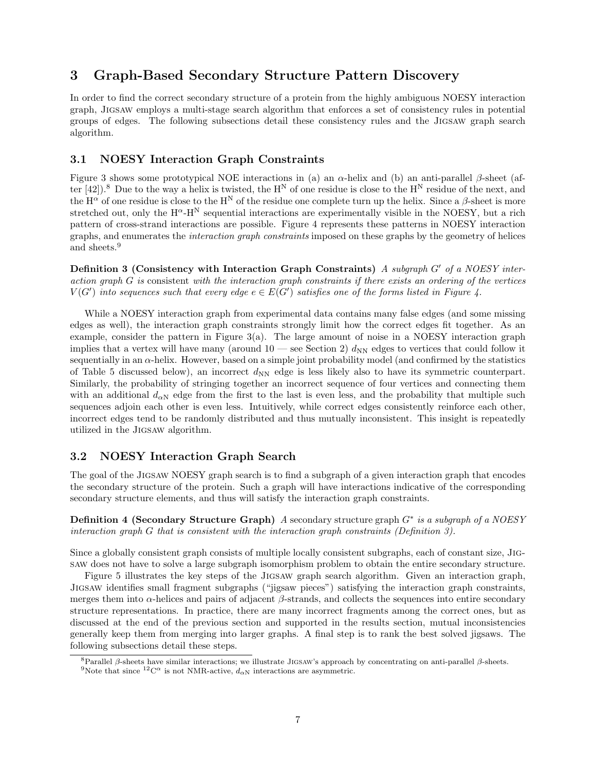## 3 Graph-Based Secondary Structure Pattern Discovery

In order to find the correct secondary structure of a protein from the highly ambiguous NOESY interaction graph, Jigsaw employs a multi-stage search algorithm that enforces a set of consistency rules in potential groups of edges. The following subsections detail these consistency rules and the Jigsaw graph search algorithm.

### 3.1 NOESY Interaction Graph Constraints

Figure 3 shows some prototypical NOE interactions in (a) an $\alpha$-helix and (b) an anti-parallel $\beta$-sheet (after [42]).[8] Due to the way a helix is twisted, the $\mathrm{H^N}$ of one residue is close to the $\mathrm{H^N}$ residue of the next, and the $\mathrm{H}^\alpha$ of one residue is close to the $\mathrm{H^N}$ of the residue one complete turn up the helix. Since a $\beta$-sheet is more stretched out, only the $\mathrm{H}^\alpha$-$\mathrm{H^N}$ sequential interactions are experimentally visible in the NOESY, but a rich pattern of cross-strand interactions are possible. Figure 4 represents these patterns in NOESY interaction graphs, and enumerates the *interaction graph constraints* imposed on these graphs by the geometry of helices and sheets.[9]

**Definition 3 (Consistency with Interaction Graph Constraints)** *A subgraph $G'$ of a NOESY interaction graph $G$ is* consistent *with the interaction graph constraints if there exists an ordering of the vertices $V(G')$ into sequences such that every edge $e \in E(G')$ satisfies one of the forms listed in Figure 4.*

While a NOESY interaction graph from experimental data contains many false edges (and some missing edges as well), the interaction graph constraints strongly limit how the correct edges fit together. As an example, consider the pattern in Figure 3(a). The large amount of noise in a NOESY interaction graph implies that a vertex will have many (around 10 — see Section 2) $d_{\mathrm{NN}}$ edges to vertices that could follow it sequentially in an $\alpha$-helix. However, based on a simple joint probability model (and confirmed by the statistics of Table 5 discussed below), an incorrect $d_{\mathrm{NN}}$ edge is less likely also to have its symmetric counterpart. Similarly, the probability of stringing together an incorrect sequence of four vertices and connecting them with an additional $d_{\alpha\mathrm{N}}$ edge from the first to the last is even less, and the probability that multiple such sequences adjoin each other is even less. Intuitively, while correct edges consistently reinforce each other, incorrect edges tend to be randomly distributed and thus mutually inconsistent. This insight is repeatedly utilized in the Jigsaw algorithm.

### 3.2 NOESY Interaction Graph Search

The goal of the Jigsaw NOESY graph search is to find a subgraph of a given interaction graph that encodes the secondary structure of the protein. Such a graph will have interactions indicative of the corresponding secondary structure elements, and thus will satisfy the interaction graph constraints.

**Definition 4 (Secondary Structure Graph)** *A* secondary structure graph *$G^*$ is a subgraph of a NOESY interaction graph $G$ that is consistent with the interaction graph constraints (Definition 3).*

Since a globally consistent graph consists of multiple locally consistent subgraphs, each of constant size, Jigsaw does not have to solve a large subgraph isomorphism problem to obtain the entire secondary structure.

Figure 5 illustrates the key steps of the Jigsaw graph search algorithm. Given an interaction graph, Jigsaw identifies small fragment subgraphs ("jigsaw pieces") satisfying the interaction graph constraints, merges them into $\alpha$-helices and pairs of adjacent $\beta$-strands, and collects the sequences into entire secondary structure representations. In practice, there are many incorrect fragments among the correct ones, but as discussed at the end of the previous section and supported in the results section, mutual inconsistencies generally keep them from merging into larger graphs. A final step is to rank the best solved jigsaws. The following subsections detail these steps.

[8] Parallel $\beta$-sheets have similar interactions; we illustrate Jigsaw's approach by concentrating on anti-parallel $\beta$-sheets.

[9] Note that since $^{12}\mathrm{C}^\alpha$ is not NMR-active, $d_{\alpha\mathrm{N}}$ interactions are asymmetric.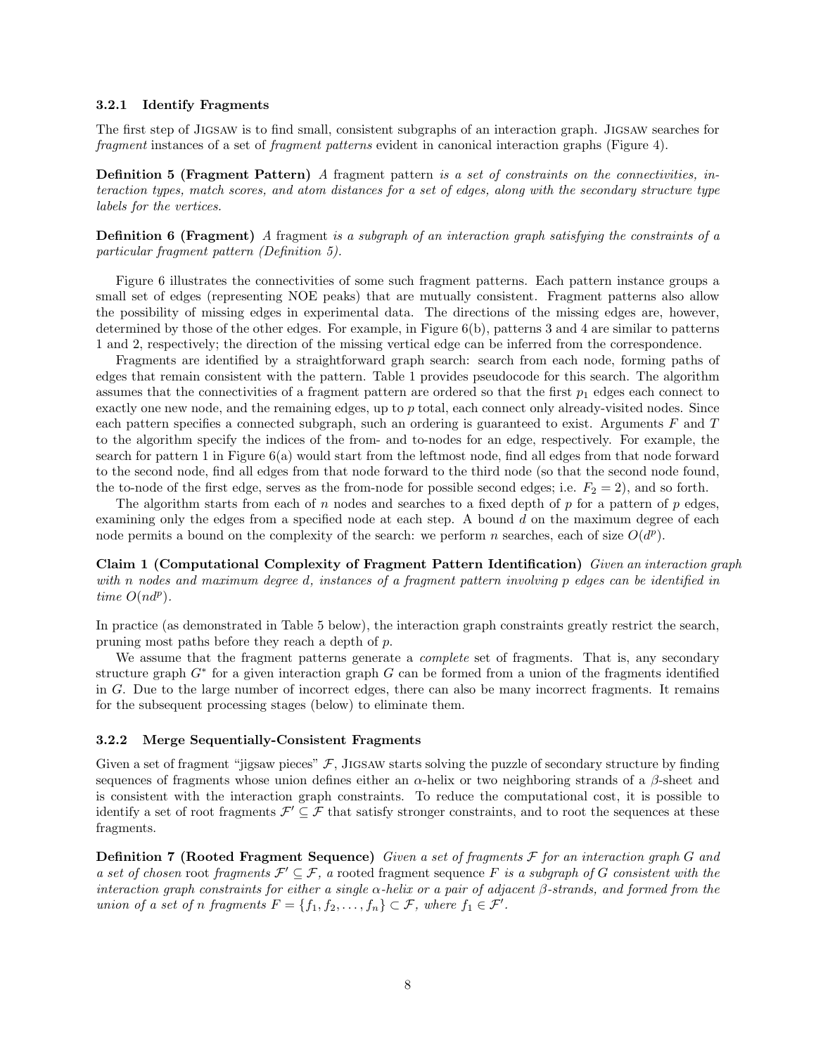### 3.2.1 Identify Fragments

The first step of JIGSAW is to find small, consistent subgraphs of an interaction graph. JIGSAW searches for *fragment* instances of a set of *fragment patterns* evident in canonical interaction graphs (Figure 4).

**Definition 5 (Fragment Pattern)** *A* fragment pattern *is a set of constraints on the connectivities, interaction types, match scores, and atom distances for a set of edges, along with the secondary structure type labels for the vertices.*

**Definition 6 (Fragment)** *A* fragment *is a subgraph of an interaction graph satisfying the constraints of a particular fragment pattern (Definition 5).*

Figure 6 illustrates the connectivities of some such fragment patterns. Each pattern instance groups a small set of edges (representing NOE peaks) that are mutually consistent. Fragment patterns also allow the possibility of missing edges in experimental data. The directions of the missing edges are, however, determined by those of the other edges. For example, in Figure 6(b), patterns 3 and 4 are similar to patterns 1 and 2, respectively; the direction of the missing vertical edge can be inferred from the correspondence.

Fragments are identified by a straightforward graph search: search from each node, forming paths of edges that remain consistent with the pattern. Table 1 provides pseudocode for this search. The algorithm assumes that the connectivities of a fragment pattern are ordered so that the first $p_1$ edges each connect to exactly one new node, and the remaining edges, up to $p$ total, each connect only already-visited nodes. Since each pattern specifies a connected subgraph, such an ordering is guaranteed to exist. Arguments $F$ and $T$ to the algorithm specify the indices of the from- and to-nodes for an edge, respectively. For example, the search for pattern 1 in Figure 6(a) would start from the leftmost node, find all edges from that node forward to the second node, find all edges from that node forward to the third node (so that the second node found, the to-node of the first edge, serves as the from-node for possible second edges; i.e. $F_2 = 2$), and so forth.

The algorithm starts from each of $n$ nodes and searches to a fixed depth of $p$ for a pattern of $p$ edges, examining only the edges from a specified node at each step. A bound $d$ on the maximum degree of each node permits a bound on the complexity of the search: we perform $n$ searches, each of size $O(d^p)$.

**Claim 1 (Computational Complexity of Fragment Pattern Identification)** *Given an interaction graph with $n$ nodes and maximum degree $d$, instances of a fragment pattern involving $p$ edges can be identified in time $O(nd^p)$.*

In practice (as demonstrated in Table 5 below), the interaction graph constraints greatly restrict the search, pruning most paths before they reach a depth of $p$.

We assume that the fragment patterns generate a *complete* set of fragments. That is, any secondary structure graph $G^*$ for a given interaction graph $G$ can be formed from a union of the fragments identified in $G$. Due to the large number of incorrect edges, there can also be many incorrect fragments. It remains for the subsequent processing stages (below) to eliminate them.

### 3.2.2 Merge Sequentially-Consistent Fragments

Given a set of fragment "jigsaw pieces" $\mathcal{F}$, JIGSAW starts solving the puzzle of secondary structure by finding sequences of fragments whose union defines either an $\alpha$-helix or two neighboring strands of a $\beta$-sheet and is consistent with the interaction graph constraints. To reduce the computational cost, it is possible to identify a set of root fragments $\mathcal{F}' \subseteq \mathcal{F}$ that satisfy stronger constraints, and to root the sequences at these fragments.

**Definition 7 (Rooted Fragment Sequence)** *Given a set of fragments $\mathcal{F}$ for an interaction graph $G$ and a set of chosen* root *fragments $\mathcal{F}' \subseteq \mathcal{F}$, a* rooted fragment sequence *$F$ is a subgraph of $G$ consistent with the interaction graph constraints for either a single $\alpha$-helix or a pair of adjacent $\beta$-strands, and formed from the union of a set of $n$ fragments $F = \{f_1, f_2, \ldots, f_n\} \subset \mathcal{F}$, where $f_1 \in \mathcal{F}'$.*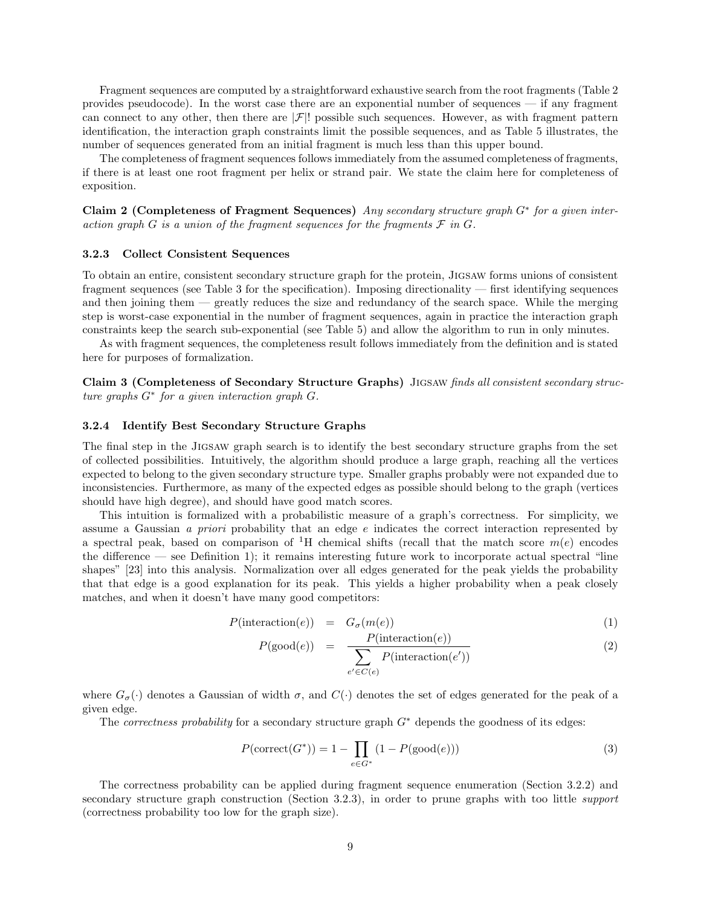Fragment sequences are computed by a straightforward exhaustive search from the root fragments (Table 2 provides pseudocode). In the worst case there are an exponential number of sequences — if any fragment can connect to any other, then there are $|\mathcal{F}|!$ possible such sequences. However, as with fragment pattern identification, the interaction graph constraints limit the possible sequences, and as Table 5 illustrates, the number of sequences generated from an initial fragment is much less than this upper bound.

The completeness of fragment sequences follows immediately from the assumed completeness of fragments, if there is at least one root fragment per helix or strand pair. We state the claim here for completeness of exposition.

**Claim 2 (Completeness of Fragment Sequences)** *Any secondary structure graph $G^*$ for a given interaction graph $G$ is a union of the fragment sequences for the fragments $\mathcal{F}$ in $G$.*

#### 3.2.3 Collect Consistent Sequences

To obtain an entire, consistent secondary structure graph for the protein, Jigsaw forms unions of consistent fragment sequences (see Table 3 for the specification). Imposing directionality — first identifying sequences and then joining them — greatly reduces the size and redundancy of the search space. While the merging step is worst-case exponential in the number of fragment sequences, again in practice the interaction graph constraints keep the search sub-exponential (see Table 5) and allow the algorithm to run in only minutes.

As with fragment sequences, the completeness result follows immediately from the definition and is stated here for purposes of formalization.

**Claim 3 (Completeness of Secondary Structure Graphs)** Jigsaw *finds all consistent secondary structure graphs $G^*$ for a given interaction graph $G$.*

#### 3.2.4 Identify Best Secondary Structure Graphs

The final step in the Jigsaw graph search is to identify the best secondary structure graphs from the set of collected possibilities. Intuitively, the algorithm should produce a large graph, reaching all the vertices expected to belong to the given secondary structure type. Smaller graphs probably were not expanded due to inconsistencies. Furthermore, as many of the expected edges as possible should belong to the graph (vertices should have high degree), and should have good match scores.

This intuition is formalized with a probabilistic measure of a graph's correctness. For simplicity, we assume a Gaussian *a priori* probability that an edge $e$ indicates the correct interaction represented by a spectral peak, based on comparison of $^1$H chemical shifts (recall that the match score $m(e)$ encodes the difference — see Definition 1); it remains interesting future work to incorporate actual spectral "line shapes" [23] into this analysis. Normalization over all edges generated for the peak yields the probability that that edge is a good explanation for its peak. This yields a higher probability when a peak closely matches, and when it doesn't have many good competitors:

$$P(\text{interaction}(e)) = G_\sigma(m(e)) \tag{1}$$

$$P(\text{good}(e)) = \frac{P(\text{interaction}(e))}{\sum_{e' \in C(e)} P(\text{interaction}(e'))} \tag{2}$$

where $G_\sigma(\cdot)$ denotes a Gaussian of width $\sigma$, and $C(\cdot)$ denotes the set of edges generated for the peak of a given edge.

The *correctness probability* for a secondary structure graph $G^*$ depends the goodness of its edges:

$$P(\text{correct}(G^*)) = 1 - \prod_{e \in G^*} (1 - P(\text{good}(e))) \tag{3}$$

The correctness probability can be applied during fragment sequence enumeration (Section 3.2.2) and secondary structure graph construction (Section 3.2.3), in order to prune graphs with too little *support* (correctness probability too low for the graph size).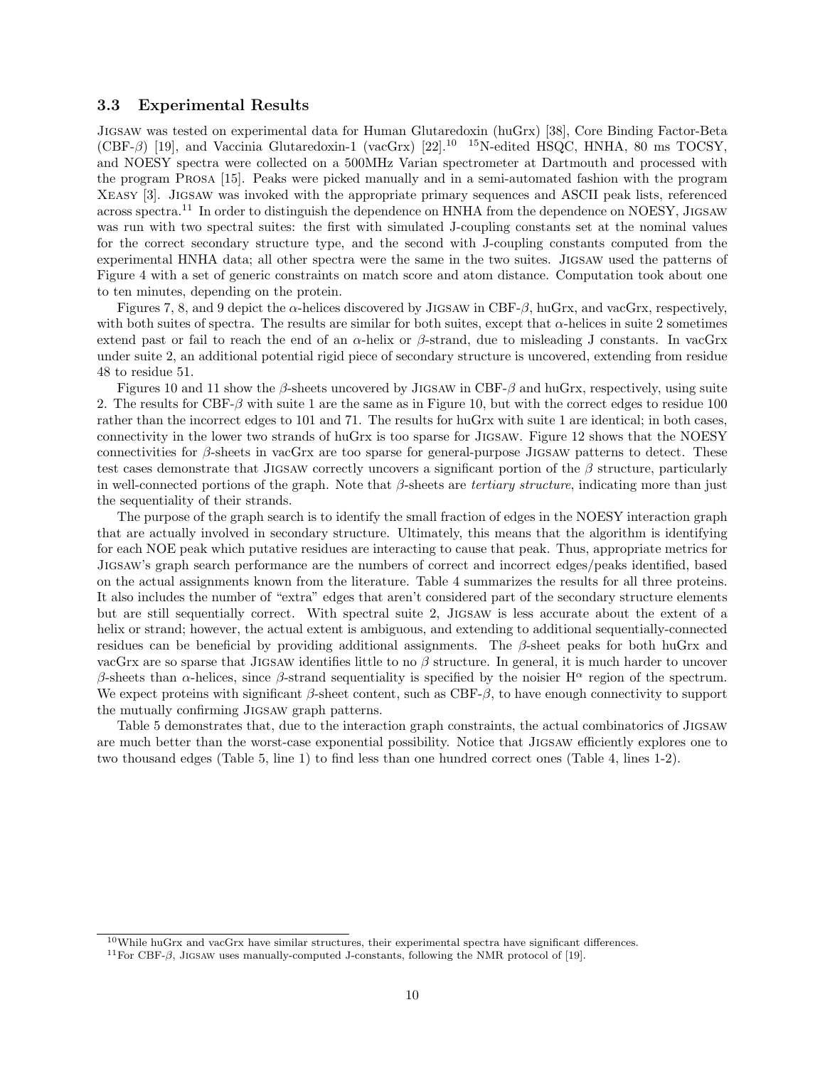### 3.3 Experimental Results

Jigsaw was tested on experimental data for Human Glutaredoxin (huGrx) [38], Core Binding Factor-Beta (CBF-$\beta$) [19], and Vaccinia Glutaredoxin-1 (vacGrx) [22].[10] $^{15}$N-edited HSQC, HNHA, 80 ms TOCSY, and NOESY spectra were collected on a 500MHz Varian spectrometer at Dartmouth and processed with the program Prosa [15]. Peaks were picked manually and in a semi-automated fashion with the program Xeasy [3]. Jigsaw was invoked with the appropriate primary sequences and ASCII peak lists, referenced across spectra.[11] In order to distinguish the dependence on HNHA from the dependence on NOESY, Jigsaw was run with two spectral suites: the first with simulated J-coupling constants set at the nominal values for the correct secondary structure type, and the second with J-coupling constants computed from the experimental HNHA data; all other spectra were the same in the two suites. Jigsaw used the patterns of Figure 4 with a set of generic constraints on match score and atom distance. Computation took about one to ten minutes, depending on the protein.

Figures 7, 8, and 9 depict the $\alpha$-helices discovered by Jigsaw in CBF-$\beta$, huGrx, and vacGrx, respectively, with both suites of spectra. The results are similar for both suites, except that $\alpha$-helices in suite 2 sometimes extend past or fail to reach the end of an $\alpha$-helix or $\beta$-strand, due to misleading J constants. In vacGrx under suite 2, an additional potential rigid piece of secondary structure is uncovered, extending from residue 48 to residue 51.

Figures 10 and 11 show the $\beta$-sheets uncovered by Jigsaw in CBF-$\beta$ and huGrx, respectively, using suite 2. The results for CBF-$\beta$ with suite 1 are the same as in Figure 10, but with the correct edges to residue 100 rather than the incorrect edges to 101 and 71. The results for huGrx with suite 1 are identical; in both cases, connectivity in the lower two strands of huGrx is too sparse for Jigsaw. Figure 12 shows that the NOESY connectivities for $\beta$-sheets in vacGrx are too sparse for general-purpose Jigsaw patterns to detect. These test cases demonstrate that Jigsaw correctly uncovers a significant portion of the $\beta$ structure, particularly in well-connected portions of the graph. Note that $\beta$-sheets are *tertiary structure*, indicating more than just the sequentiality of their strands.

The purpose of the graph search is to identify the small fraction of edges in the NOESY interaction graph that are actually involved in secondary structure. Ultimately, this means that the algorithm is identifying for each NOE peak which putative residues are interacting to cause that peak. Thus, appropriate metrics for Jigsaw's graph search performance are the numbers of correct and incorrect edges/peaks identified, based on the actual assignments known from the literature. Table 4 summarizes the results for all three proteins. It also includes the number of "extra" edges that aren't considered part of the secondary structure elements but are still sequentially correct. With spectral suite 2, Jigsaw is less accurate about the extent of a helix or strand; however, the actual extent is ambiguous, and extending to additional sequentially-connected residues can be beneficial by providing additional assignments. The $\beta$-sheet peaks for both huGrx and vacGrx are so sparse that Jigsaw identifies little to no $\beta$ structure. In general, it is much harder to uncover $\beta$-sheets than $\alpha$-helices, since $\beta$-strand sequentiality is specified by the noisier $H^{\alpha}$ region of the spectrum. We expect proteins with significant $\beta$-sheet content, such as CBF-$\beta$, to have enough connectivity to support the mutually confirming Jigsaw graph patterns.

Table 5 demonstrates that, due to the interaction graph constraints, the actual combinatorics of Jigsaw are much better than the worst-case exponential possibility. Notice that Jigsaw efficiently explores one to two thousand edges (Table 5, line 1) to find less than one hundred correct ones (Table 4, lines 1-2).

---

[10] While huGrx and vacGrx have similar structures, their experimental spectra have significant differences.

[11] For CBF-$\beta$, Jigsaw uses manually-computed J-constants, following the NMR protocol of [19].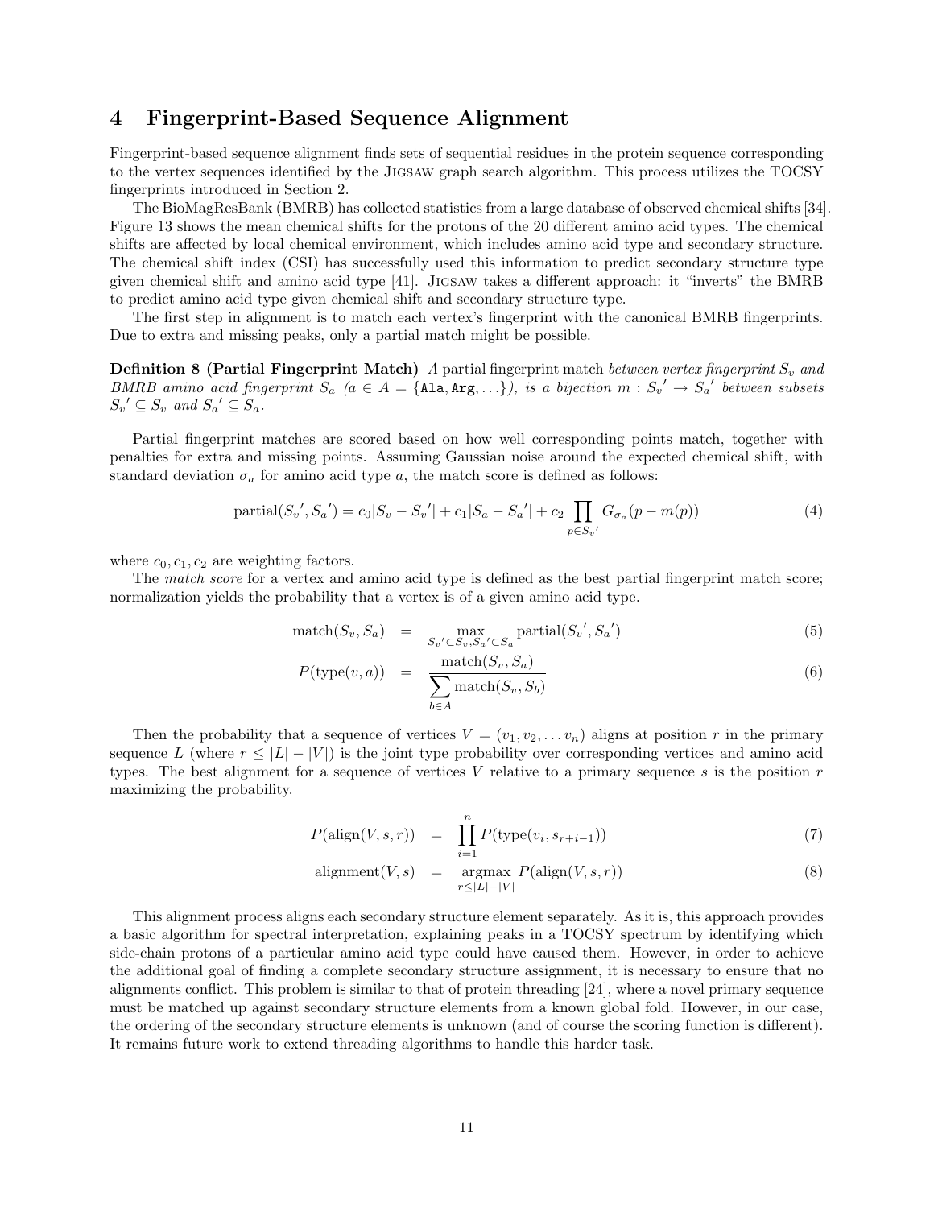# 4 Fingerprint-Based Sequence Alignment

Fingerprint-based sequence alignment finds sets of sequential residues in the protein sequence corresponding to the vertex sequences identified by the Jigsaw graph search algorithm. This process utilizes the TOCSY fingerprints introduced in Section 2.

The BioMagResBank (BMRB) has collected statistics from a large database of observed chemical shifts [34]. Figure 13 shows the mean chemical shifts for the protons of the 20 different amino acid types. The chemical shifts are affected by local chemical environment, which includes amino acid type and secondary structure. The chemical shift index (CSI) has successfully used this information to predict secondary structure type given chemical shift and amino acid type [41]. Jigsaw takes a different approach: it "inverts" the BMRB to predict amino acid type given chemical shift and secondary structure type.

The first step in alignment is to match each vertex's fingerprint with the canonical BMRB fingerprints. Due to extra and missing peaks, only a partial match might be possible.

**Definition 8 (Partial Fingerprint Match)** *A* partial fingerprint match *between vertex fingerprint* $S_v$ *and BMRB amino acid fingerprint* $S_a$ *(*$a \in A = \{\texttt{Ala}, \texttt{Arg}, \ldots\}$*), is a bijection* $m : {S_v}' \to {S_a}'$ *between subsets* ${S_v}' \subseteq S_v$ *and* ${S_a}' \subseteq S_a$*.*

Partial fingerprint matches are scored based on how well corresponding points match, together with penalties for extra and missing points. Assuming Gaussian noise around the expected chemical shift, with standard deviation $\sigma_a$ for amino acid type $a$, the match score is defined as follows:

$$\text{partial}({S_v}', {S_a}') = c_0|S_v - {S_v}'| + c_1|S_a - {S_a}'| + c_2 \prod_{p \in {S_v}'} G_{\sigma_a}(p - m(p)) \tag{4}$$

where $c_0, c_1, c_2$ are weighting factors.

The *match score* for a vertex and amino acid type is defined as the best partial fingerprint match score; normalization yields the probability that a vertex is of a given amino acid type.

$$\text{match}(S_v, S_a) = \max_{{S_v}' \subset S_v, {S_a}' \subset S_a} \text{partial}({S_v}', {S_a}') \tag{5}$$

$$P(\text{type}(v, a)) = \frac{\text{match}(S_v, S_a)}{\sum_{b \in A} \text{match}(S_v, S_b)} \tag{6}$$

Then the probability that a sequence of vertices $V = (v_1, v_2, \ldots v_n)$ aligns at position $r$ in the primary sequence $L$ (where $r \le |L| - |V|$) is the joint type probability over corresponding vertices and amino acid types. The best alignment for a sequence of vertices $V$ relative to a primary sequence $s$ is the position $r$ maximizing the probability.

$$P(\text{align}(V, s, r)) = \prod_{i=1}^{n} P(\text{type}(v_i, s_{r+i-1})) \tag{7}$$

$$\text{alignment}(V, s) = \operatorname*{argmax}_{r \le |L| - |V|} P(\text{align}(V, s, r)) \tag{8}$$

This alignment process aligns each secondary structure element separately. As it is, this approach provides a basic algorithm for spectral interpretation, explaining peaks in a TOCSY spectrum by identifying which side-chain protons of a particular amino acid type could have caused them. However, in order to achieve the additional goal of finding a complete secondary structure assignment, it is necessary to ensure that no alignments conflict. This problem is similar to that of protein threading [24], where a novel primary sequence must be matched up against secondary structure elements from a known global fold. However, in our case, the ordering of the secondary structure elements is unknown (and of course the scoring function is different). It remains future work to extend threading algorithms to handle this harder task.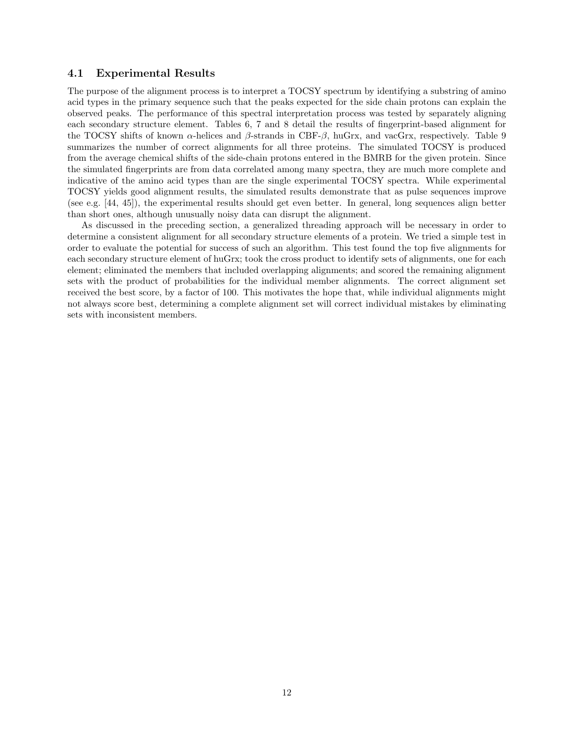### 4.1 Experimental Results

The purpose of the alignment process is to interpret a TOCSY spectrum by identifying a substring of amino acid types in the primary sequence such that the peaks expected for the side chain protons can explain the observed peaks. The performance of this spectral interpretation process was tested by separately aligning each secondary structure element. Tables 6, 7 and 8 detail the results of fingerprint-based alignment for the TOCSY shifts of known $\alpha$-helices and $\beta$-strands in CBF-$\beta$, huGrx, and vacGrx, respectively. Table 9 summarizes the number of correct alignments for all three proteins. The simulated TOCSY is produced from the average chemical shifts of the side-chain protons entered in the BMRB for the given protein. Since the simulated fingerprints are from data correlated among many spectra, they are much more complete and indicative of the amino acid types than are the single experimental TOCSY spectra. While experimental TOCSY yields good alignment results, the simulated results demonstrate that as pulse sequences improve (see e.g. [44, 45]), the experimental results should get even better. In general, long sequences align better than short ones, although unusually noisy data can disrupt the alignment.

As discussed in the preceding section, a generalized threading approach will be necessary in order to determine a consistent alignment for all secondary structure elements of a protein. We tried a simple test in order to evaluate the potential for success of such an algorithm. This test found the top five alignments for each secondary structure element of huGrx; took the cross product to identify sets of alignments, one for each element; eliminated the members that included overlapping alignments; and scored the remaining alignment sets with the product of probabilities for the individual member alignments. The correct alignment set received the best score, by a factor of 100. This motivates the hope that, while individual alignments might not always score best, determining a complete alignment set will correct individual mistakes by eliminating sets with inconsistent members.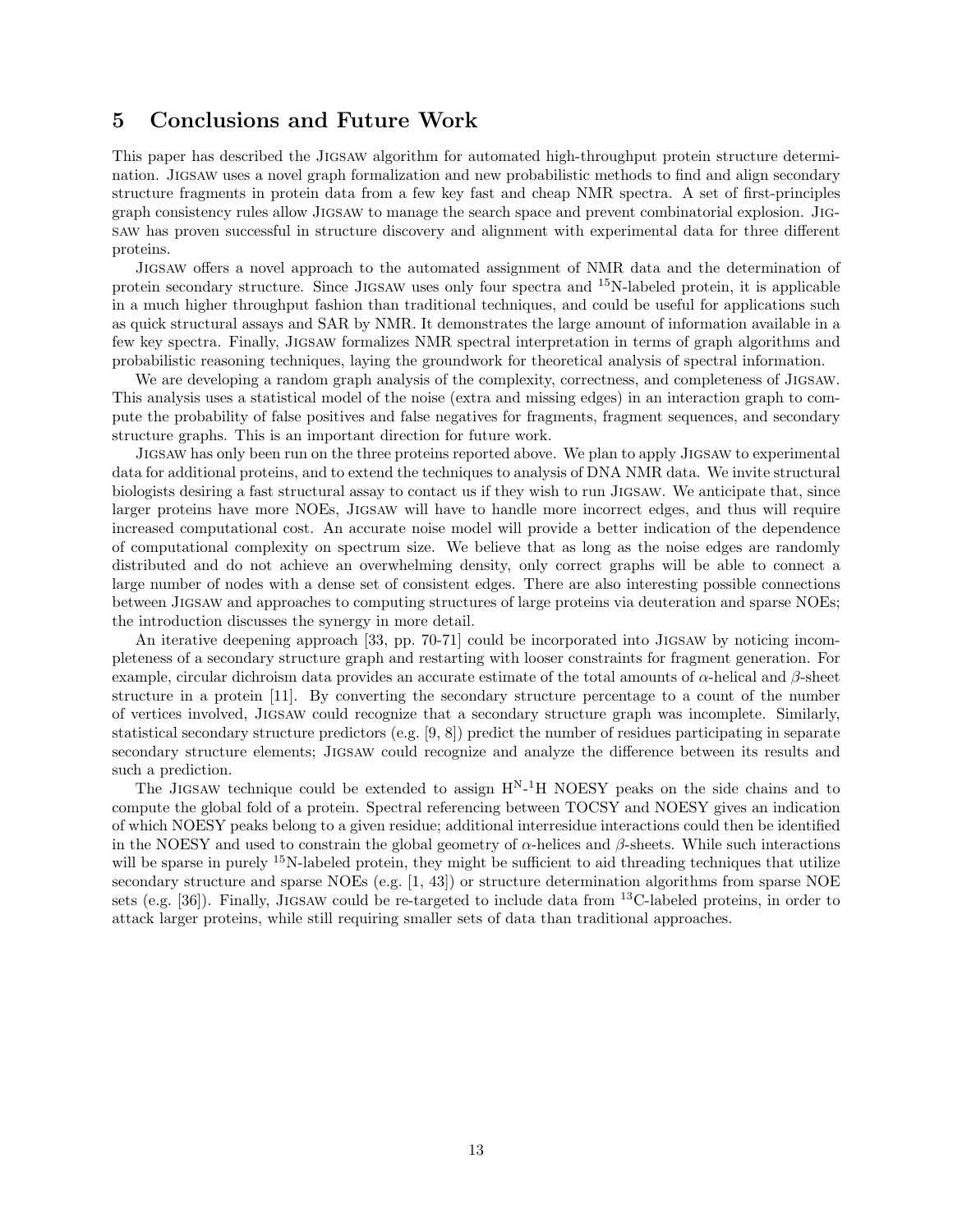## 5 Conclusions and Future Work

This paper has described the Jigsaw algorithm for automated high-throughput protein structure determination. Jigsaw uses a novel graph formalization and new probabilistic methods to find and align secondary structure fragments in protein data from a few key fast and cheap NMR spectra. A set of first-principles graph consistency rules allow Jigsaw to manage the search space and prevent combinatorial explosion. Jigsaw has proven successful in structure discovery and alignment with experimental data for three different proteins.

Jigsaw offers a novel approach to the automated assignment of NMR data and the determination of protein secondary structure. Since Jigsaw uses only four spectra and $^{15}$N-labeled protein, it is applicable in a much higher throughput fashion than traditional techniques, and could be useful for applications such as quick structural assays and SAR by NMR. It demonstrates the large amount of information available in a few key spectra. Finally, Jigsaw formalizes NMR spectral interpretation in terms of graph algorithms and probabilistic reasoning techniques, laying the groundwork for theoretical analysis of spectral information.

We are developing a random graph analysis of the complexity, correctness, and completeness of Jigsaw. This analysis uses a statistical model of the noise (extra and missing edges) in an interaction graph to compute the probability of false positives and false negatives for fragments, fragment sequences, and secondary structure graphs. This is an important direction for future work.

Jigsaw has only been run on the three proteins reported above. We plan to apply Jigsaw to experimental data for additional proteins, and to extend the techniques to analysis of DNA NMR data. We invite structural biologists desiring a fast structural assay to contact us if they wish to run Jigsaw. We anticipate that, since larger proteins have more NOEs, Jigsaw will have to handle more incorrect edges, and thus will require increased computational cost. An accurate noise model will provide a better indication of the dependence of computational complexity on spectrum size. We believe that as long as the noise edges are randomly distributed and do not achieve an overwhelming density, only correct graphs will be able to connect a large number of nodes with a dense set of consistent edges. There are also interesting possible connections between Jigsaw and approaches to computing structures of large proteins via deuteration and sparse NOEs; the introduction discusses the synergy in more detail.

An iterative deepening approach [33, pp. 70-71] could be incorporated into Jigsaw by noticing incompleteness of a secondary structure graph and restarting with looser constraints for fragment generation. For example, circular dichroism data provides an accurate estimate of the total amounts of $\alpha$-helical and $\beta$-sheet structure in a protein [11]. By converting the secondary structure percentage to a count of the number of vertices involved, Jigsaw could recognize that a secondary structure graph was incomplete. Similarly, statistical secondary structure predictors (e.g. [9, 8]) predict the number of residues participating in separate secondary structure elements; Jigsaw could recognize and analyze the difference between its results and such a prediction.

The Jigsaw technique could be extended to assign $H^N$-$^1$H NOESY peaks on the side chains and to compute the global fold of a protein. Spectral referencing between TOCSY and NOESY gives an indication of which NOESY peaks belong to a given residue; additional interresidue interactions could then be identified in the NOESY and used to constrain the global geometry of $\alpha$-helices and $\beta$-sheets. While such interactions will be sparse in purely $^{15}$N-labeled protein, they might be sufficient to aid threading techniques that utilize secondary structure and sparse NOEs (e.g. [1, 43]) or structure determination algorithms from sparse NOE sets (e.g. [36]). Finally, Jigsaw could be re-targeted to include data from $^{13}$C-labeled proteins, in order to attack larger proteins, while still requiring smaller sets of data than traditional approaches.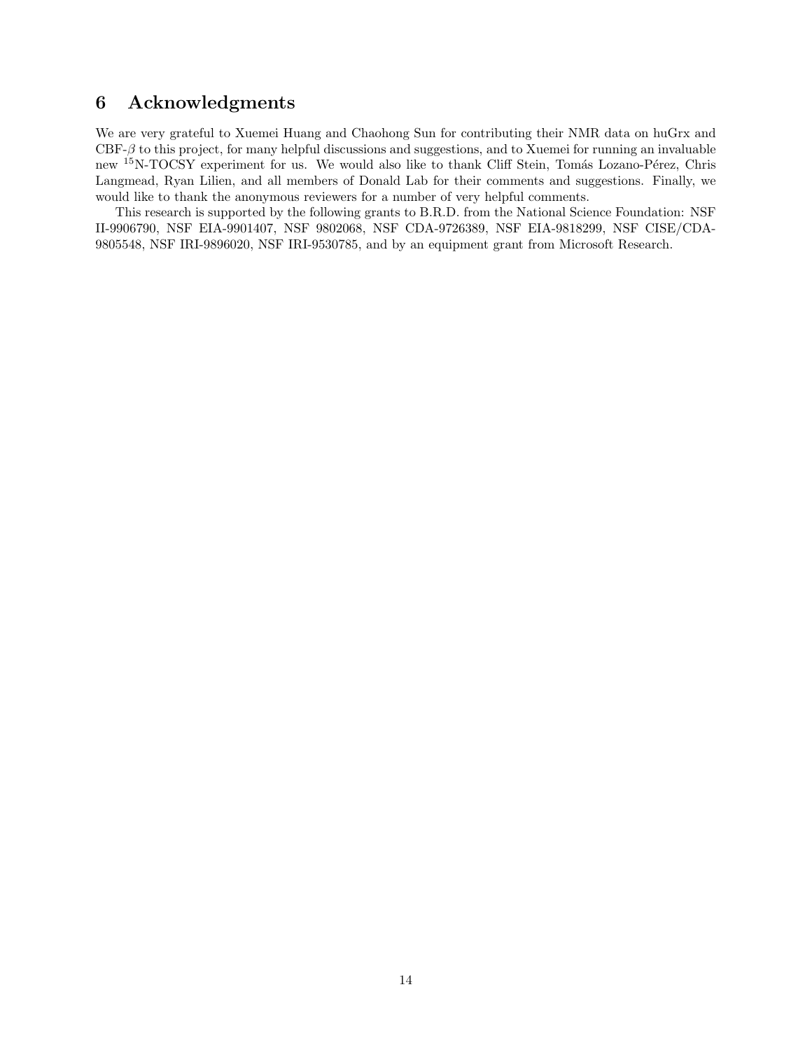# 6 Acknowledgments

We are very grateful to Xuemei Huang and Chaohong Sun for contributing their NMR data on huGrx and CBF-$\beta$ to this project, for many helpful discussions and suggestions, and to Xuemei for running an invaluable new $^{15}$N-TOCSY experiment for us. We would also like to thank Cliff Stein, Tomás Lozano-Pérez, Chris Langmead, Ryan Lilien, and all members of Donald Lab for their comments and suggestions. Finally, we would like to thank the anonymous reviewers for a number of very helpful comments.

This research is supported by the following grants to B.R.D. from the National Science Foundation: NSF II-9906790, NSF EIA-9901407, NSF 9802068, NSF CDA-9726389, NSF EIA-9818299, NSF CISE/CDA-9805548, NSF IRI-9896020, NSF IRI-9530785, and by an equipment grant from Microsoft Research.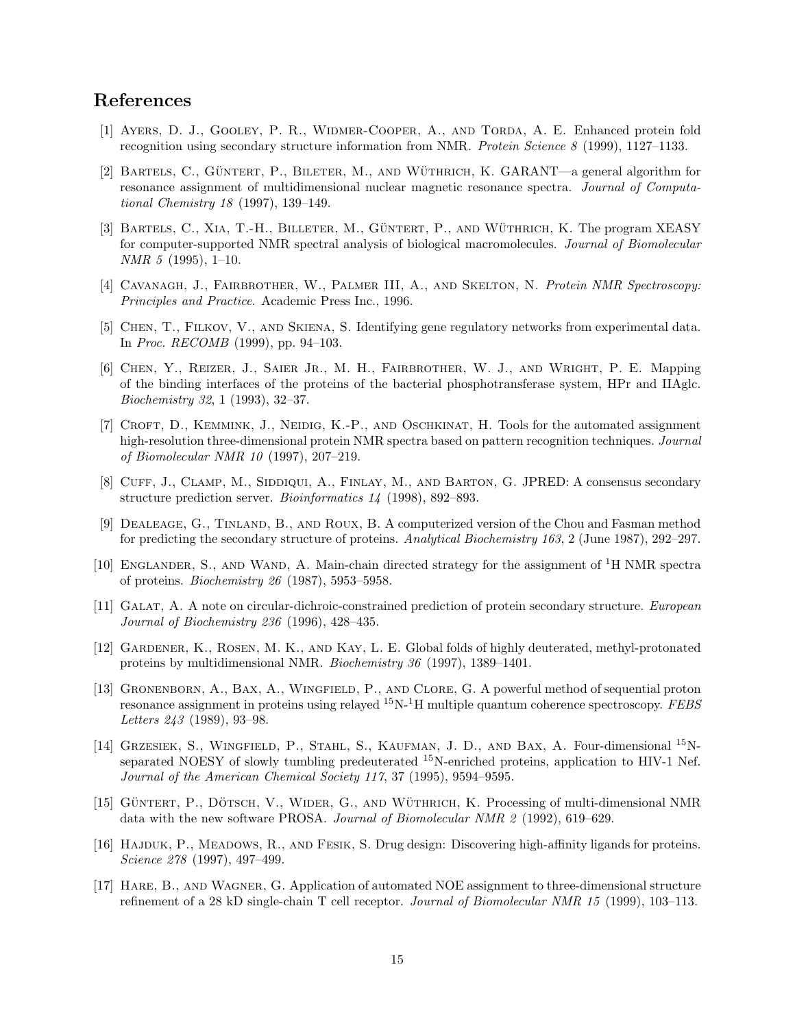## References

[1] Ayers, D. J., Gooley, P. R., Widmer-Cooper, A., and Torda, A. E. Enhanced protein fold recognition using secondary structure information from NMR. *Protein Science 8* (1999), 1127–1133.

[2] Bartels, C., Güntert, P., Bileter, M., and Wüthrich, K. GARANT—a general algorithm for resonance assignment of multidimensional nuclear magnetic resonance spectra. *Journal of Computational Chemistry 18* (1997), 139–149.

[3] Bartels, C., Xia, T.-H., Billeter, M., Güntert, P., and Wüthrich, K. The program XEASY for computer-supported NMR spectral analysis of biological macromolecules. *Journal of Biomolecular NMR 5* (1995), 1–10.

[4] Cavanagh, J., Fairbrother, W., Palmer III, A., and Skelton, N. *Protein NMR Spectroscopy: Principles and Practice*. Academic Press Inc., 1996.

[5] Chen, T., Filkov, V., and Skiena, S. Identifying gene regulatory networks from experimental data. In *Proc. RECOMB* (1999), pp. 94–103.

[6] Chen, Y., Reizer, J., Saier Jr., M. H., Fairbrother, W. J., and Wright, P. E. Mapping of the binding interfaces of the proteins of the bacterial phosphotransferase system, HPr and IIAglc. *Biochemistry 32*, 1 (1993), 32–37.

[7] Croft, D., Kemmink, J., Neidig, K.-P., and Oschkinat, H. Tools for the automated assignment high-resolution three-dimensional protein NMR spectra based on pattern recognition techniques. *Journal of Biomolecular NMR 10* (1997), 207–219.

[8] Cuff, J., Clamp, M., Siddiqui, A., Finlay, M., and Barton, G. JPRED: A consensus secondary structure prediction server. *Bioinformatics 14* (1998), 892–893.

[9] Dealeage, G., Tinland, B., and Roux, B. A computerized version of the Chou and Fasman method for predicting the secondary structure of proteins. *Analytical Biochemistry 163*, 2 (June 1987), 292–297.

[10] Englander, S., and Wand, A. Main-chain directed strategy for the assignment of $^{1}$H NMR spectra of proteins. *Biochemistry 26* (1987), 5953–5958.

[11] Galat, A. A note on circular-dichroic-constrained prediction of protein secondary structure. *European Journal of Biochemistry 236* (1996), 428–435.

[12] Gardener, K., Rosen, M. K., and Kay, L. E. Global folds of highly deuterated, methyl-protonated proteins by multidimensional NMR. *Biochemistry 36* (1997), 1389–1401.

[13] Gronenborn, A., Bax, A., Wingfield, P., and Clore, G. A powerful method of sequential proton resonance assignment in proteins using relayed $^{15}$N-$^{1}$H multiple quantum coherence spectroscopy. *FEBS Letters 243* (1989), 93–98.

[14] Grzesiek, S., Wingfield, P., Stahl, S., Kaufman, J. D., and Bax, A. Four-dimensional $^{15}$N-separated NOESY of slowly tumbling predeuterated $^{15}$N-enriched proteins, application to HIV-1 Nef. *Journal of the American Chemical Society 117*, 37 (1995), 9594–9595.

[15] Güntert, P., Dötsch, V., Wider, G., and Wüthrich, K. Processing of multi-dimensional NMR data with the new software PROSA. *Journal of Biomolecular NMR 2* (1992), 619–629.

[16] Hajduk, P., Meadows, R., and Fesik, S. Drug design: Discovering high-affinity ligands for proteins. *Science 278* (1997), 497–499.

[17] Hare, B., and Wagner, G. Application of automated NOE assignment to three-dimensional structure refinement of a 28 kD single-chain T cell receptor. *Journal of Biomolecular NMR 15* (1999), 103–113.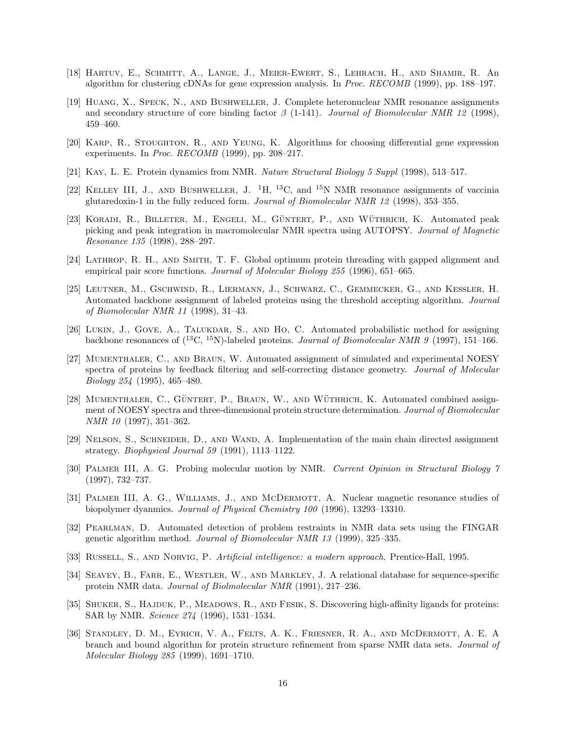[18] Hartuv, E., Schmitt, A., Lange, J., Meier-Ewert, S., Lehrach, H., and Shamir, R. An algorithm for clustering cDNAs for gene expression analysis. In *Proc. RECOMB* (1999), pp. 188–197.

[19] Huang, X., Speck, N., and Bushweller, J. Complete heteronuclear NMR resonance assignments and secondary structure of core binding factor $\beta$ (1-141). *Journal of Biomolecular NMR 12* (1998), 459–460.

[20] Karp, R., Stoughton, R., and Yeung, K. Algorithms for choosing differential gene expression experiments. In *Proc. RECOMB* (1999), pp. 208–217.

[21] Kay, L. E. Protein dynamics from NMR. *Nature Structural Biology 5 Suppl* (1998), 513–517.

[22] Kelley III, J., and Bushweller, J. $^{1}$H, $^{13}$C, and $^{15}$N NMR resonance assignments of vaccinia glutaredoxin-1 in the fully reduced form. *Journal of Biomolecular NMR 12* (1998), 353–355.

[23] Koradi, R., Billeter, M., Engeli, M., Güntert, P., and Wüthrich, K. Automated peak picking and peak integration in macromolecular NMR spectra using AUTOPSY. *Journal of Magnetic Resonance 135* (1998), 288–297.

[24] Lathrop, R. H., and Smith, T. F. Global optimum protein threading with gapped alignment and empirical pair score functions. *Journal of Molecular Biology 255* (1996), 651–665.

[25] Leutner, M., Gschwind, R., Liermann, J., Schwarz, C., Gemmecker, G., and Kessler, H. Automated backbone assignment of labeled proteins using the threshold accepting algorithm. *Journal of Biomolecular NMR 11* (1998), 31–43.

[26] Lukin, J., Gove, A., Talukdar, S., and Ho, C. Automated probabilistic method for assigning backbone resonances of ($^{13}$C, $^{15}$N)-labeled proteins. *Journal of Biomolecular NMR 9* (1997), 151–166.

[27] Mumenthaler, C., and Braun, W. Automated assignment of simulated and experimental NOESY spectra of proteins by feedback filtering and self-correcting distance geometry. *Journal of Molecular Biology 254* (1995), 465–480.

[28] Mumenthaler, C., Güntert, P., Braun, W., and Wüthrich, K. Automated combined assignment of NOESY spectra and three-dimensional protein structure determination. *Journal of Biomolecular NMR 10* (1997), 351–362.

[29] Nelson, S., Schneider, D., and Wand, A. Implementation of the main chain directed assignment strategy. *Biophysical Journal 59* (1991), 1113–1122.

[30] Palmer III, A. G. Probing molecular motion by NMR. *Current Opinion in Structural Biology 7* (1997), 732–737.

[31] Palmer III, A. G., Williams, J., and McDermott, A. Nuclear magnetic resonance studies of biopolymer dyanmics. *Journal of Physical Chemistry 100* (1996), 13293–13310.

[32] Pearlman, D. Automated detection of problem restraints in NMR data sets using the FINGAR genetic algorithm method. *Journal of Biomolecular NMR 13* (1999), 325–335.

[33] Russell, S., and Norvig, P. *Artificial intelligence: a modern approach*. Prentice-Hall, 1995.

[34] Seavey, B., Farr, E., Westler, W., and Markley, J. A relational database for sequence-specific protein NMR data. *Journal of Biolmolecular NMR* (1991), 217–236.

[35] Shuker, S., Hajduk, P., Meadows, R., and Fesik, S. Discovering high-affinity ligands for proteins: SAR by NMR. *Science 274* (1996), 1531–1534.

[36] Standley, D. M., Eyrich, V. A., Felts, A. K., Friesner, R. A., and McDermott, A. E. A branch and bound algorithm for protein structure refinement from sparse NMR data sets. *Journal of Molecular Biology 285* (1999), 1691–1710.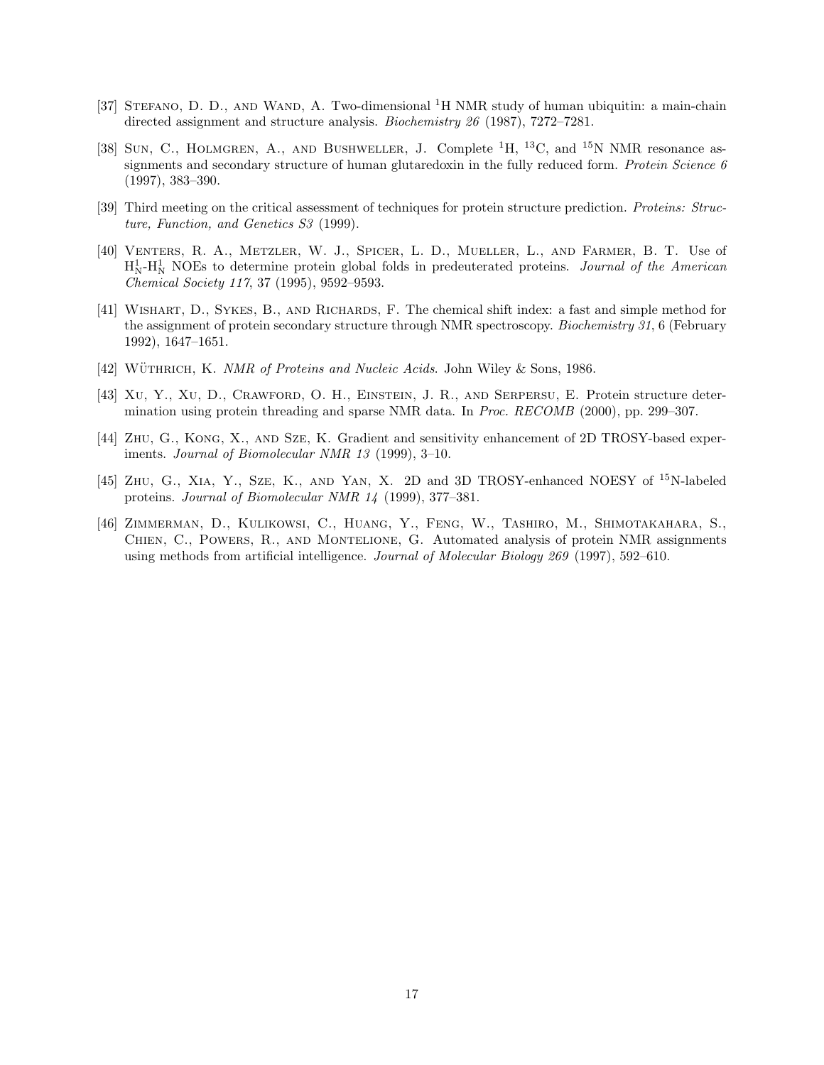[37] Stefano, D. D., and Wand, A. Two-dimensional $^{1}$H NMR study of human ubiquitin: a main-chain directed assignment and structure analysis. *Biochemistry 26* (1987), 7272–7281.

[38] Sun, C., Holmgren, A., and Bushweller, J. Complete $^{1}$H, $^{13}$C, and $^{15}$N NMR resonance assignments and secondary structure of human glutaredoxin in the fully reduced form. *Protein Science 6* (1997), 383–390.

[39] Third meeting on the critical assessment of techniques for protein structure prediction. *Proteins: Structure, Function, and Genetics S3* (1999).

[40] Venters, R. A., Metzler, W. J., Spicer, L. D., Mueller, L., and Farmer, B. T. Use of $H^{1}_{N}$-$H^{1}_{N}$ NOEs to determine protein global folds in predeuterated proteins. *Journal of the American Chemical Society 117*, 37 (1995), 9592–9593.

[41] Wishart, D., Sykes, B., and Richards, F. The chemical shift index: a fast and simple method for the assignment of protein secondary structure through NMR spectroscopy. *Biochemistry 31*, 6 (February 1992), 1647–1651.

[42] Wüthrich, K. *NMR of Proteins and Nucleic Acids*. John Wiley & Sons, 1986.

[43] Xu, Y., Xu, D., Crawford, O. H., Einstein, J. R., and Serpersu, E. Protein structure determination using protein threading and sparse NMR data. In *Proc. RECOMB* (2000), pp. 299–307.

[44] Zhu, G., Kong, X., and Sze, K. Gradient and sensitivity enhancement of 2D TROSY-based experiments. *Journal of Biomolecular NMR 13* (1999), 3–10.

[45] Zhu, G., Xia, Y., Sze, K., and Yan, X. 2D and 3D TROSY-enhanced NOESY of $^{15}$N-labeled proteins. *Journal of Biomolecular NMR 14* (1999), 377–381.

[46] Zimmerman, D., Kulikowsi, C., Huang, Y., Feng, W., Tashiro, M., Shimotakahara, S., Chien, C., Powers, R., and Montelione, G. Automated analysis of protein NMR assignments using methods from artificial intelligence. *Journal of Molecular Biology 269* (1997), 592–610.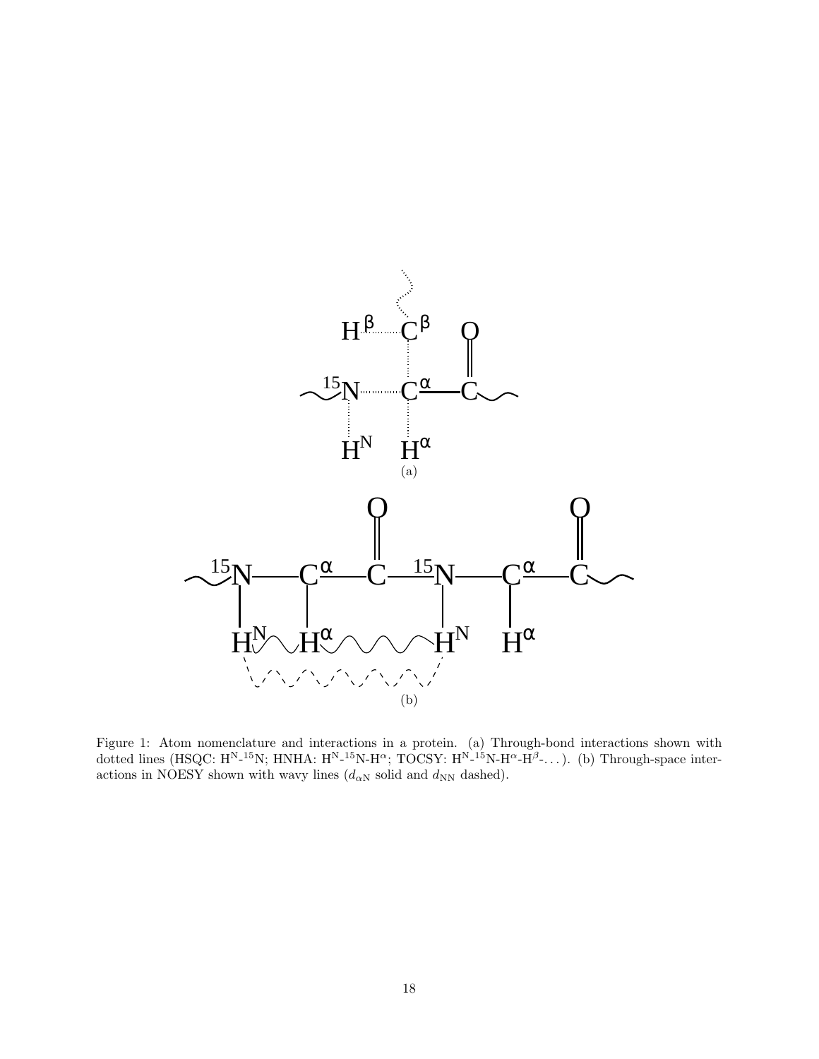(a)

(b)

Figure 1: Atom nomenclature and interactions in a protein. (a) Through-bond interactions shown with dotted lines (HSQC: $\mathrm{H^N}$-$^{15}$N; HNHA: $\mathrm{H^N}$-$^{15}$N-$\mathrm{H^\alpha}$; TOCSY: $\mathrm{H^N}$-$^{15}$N-$\mathrm{H^\alpha}$-$\mathrm{H^\beta}$-. . . ). (b) Through-space interactions in NOESY shown with wavy lines ($d_{\alpha\mathrm{N}}$ solid and $d_{\mathrm{NN}}$ dashed).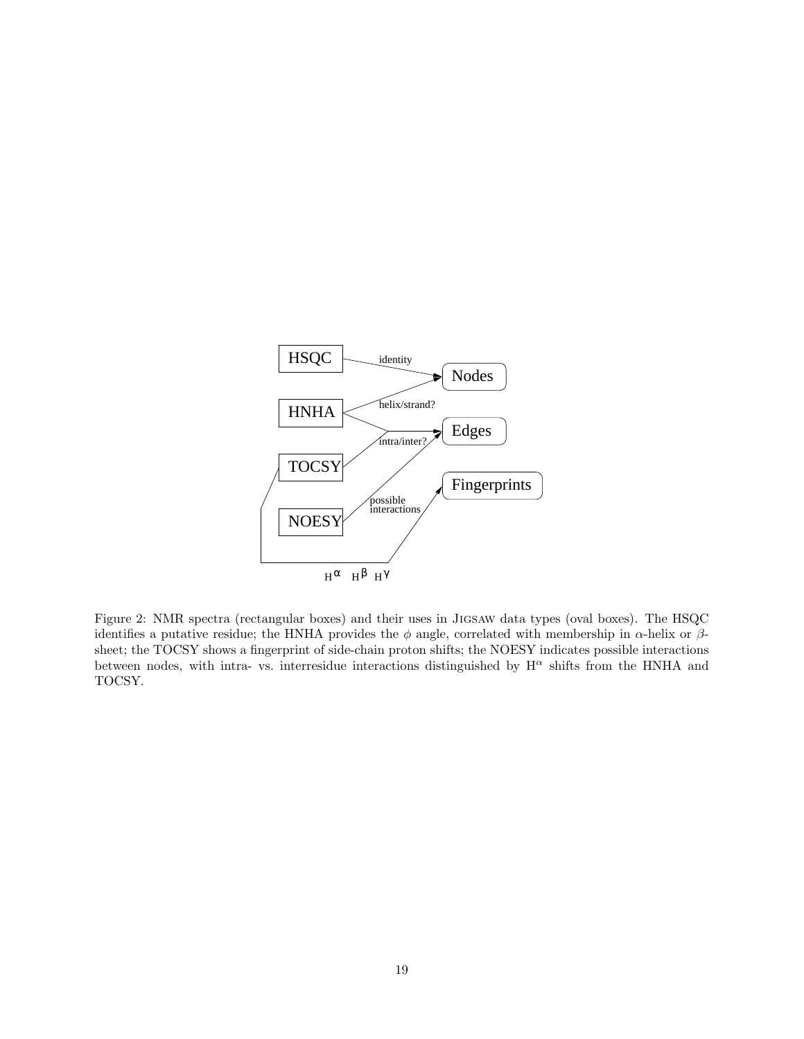Figure 2: NMR spectra (rectangular boxes) and their uses in JIGSAW data types (oval boxes). The HSQC identifies a putative residue; the HNHA provides the $\phi$ angle, correlated with membership in $\alpha$-helix or $\beta$-sheet; the TOCSY shows a fingerprint of side-chain proton shifts; the NOESY indicates possible interactions between nodes, with intra- vs. interresidue interactions distinguished by $H^{\alpha}$ shifts from the HNHA and TOCSY.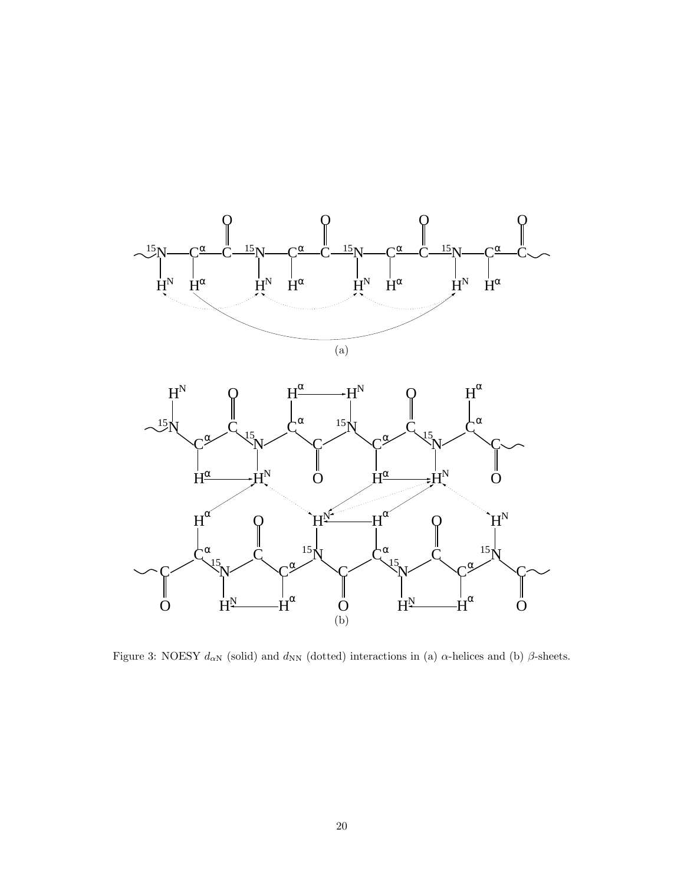Figure 3: NOESY $d_{\alpha\mathrm{N}}$ (solid) and $d_{\mathrm{NN}}$ (dotted) interactions in (a) $\alpha$-helices and (b) $\beta$-sheets.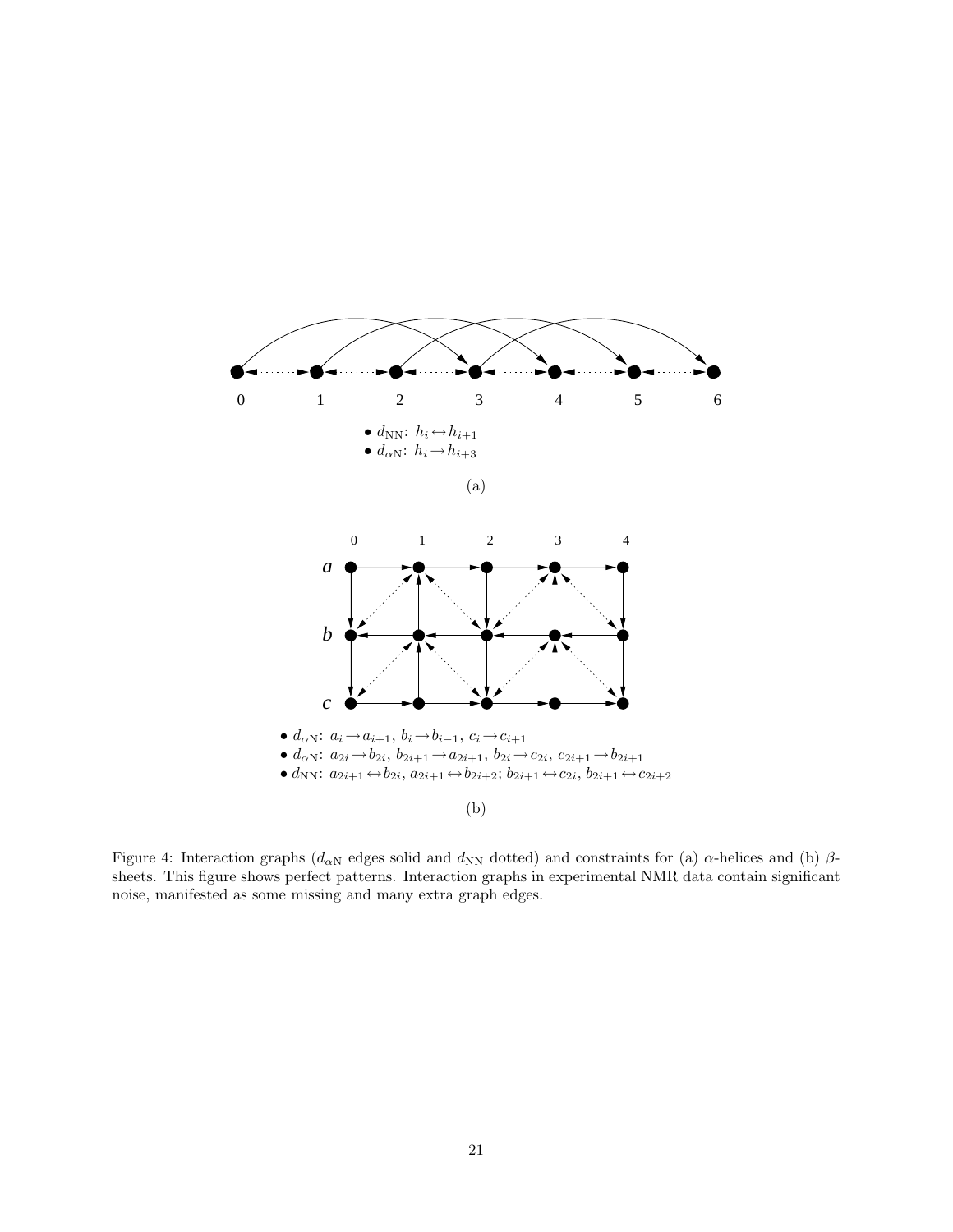- $d_{\text{NN}}$: $h_i \leftrightarrow h_{i+1}$
- $d_{\alpha\text{N}}$: $h_i \rightarrow h_{i+3}$

(a)

- $d_{\alpha\text{N}}$: $a_i \rightarrow a_{i+1}$, $b_i \rightarrow b_{i-1}$, $c_i \rightarrow c_{i+1}$
- $d_{\alpha\text{N}}$: $a_{2i} \rightarrow b_{2i}$, $b_{2i+1} \rightarrow a_{2i+1}$, $b_{2i} \rightarrow c_{2i}$, $c_{2i+1} \rightarrow b_{2i+1}$
- $d_{\text{NN}}$: $a_{2i+1} \leftrightarrow b_{2i}$, $a_{2i+1} \leftrightarrow b_{2i+2}$; $b_{2i+1} \leftrightarrow c_{2i}$, $b_{2i+1} \leftrightarrow c_{2i+2}$

(b)

Figure 4: Interaction graphs ($d_{\alpha\text{N}}$ edges solid and $d_{\text{NN}}$ dotted) and constraints for (a) $\alpha$-helices and (b) $\beta$-sheets. This figure shows perfect patterns. Interaction graphs in experimental NMR data contain significant noise, manifested as some missing and many extra graph edges.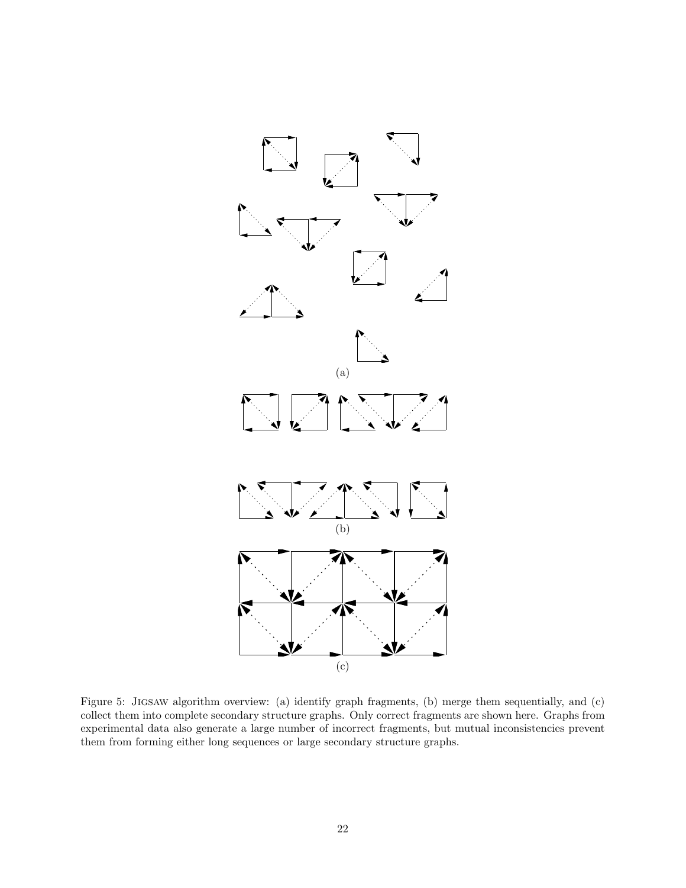(a)

(b)

(c)

Figure 5: Jigsaw algorithm overview: (a) identify graph fragments, (b) merge them sequentially, and (c) collect them into complete secondary structure graphs. Only correct fragments are shown here. Graphs from experimental data also generate a large number of incorrect fragments, but mutual inconsistencies prevent them from forming either long sequences or large secondary structure graphs.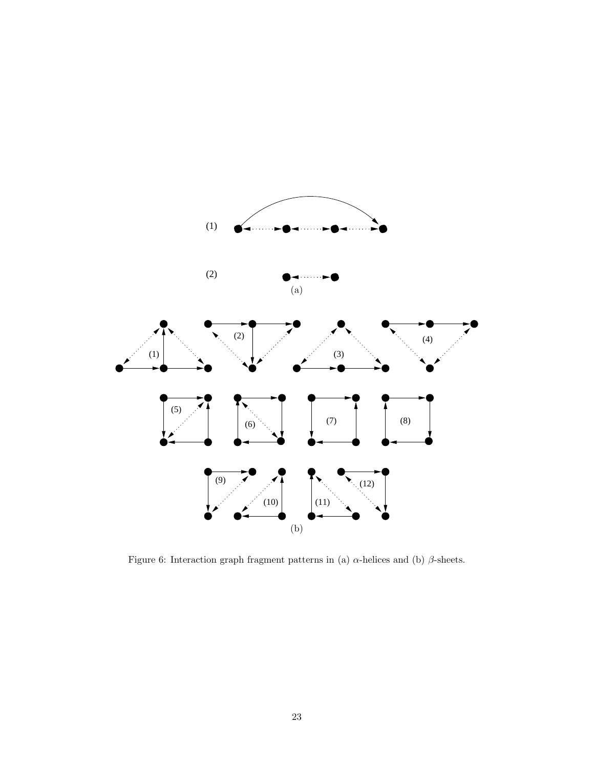Figure 6: Interaction graph fragment patterns in (a) $\alpha$-helices and (b) $\beta$-sheets.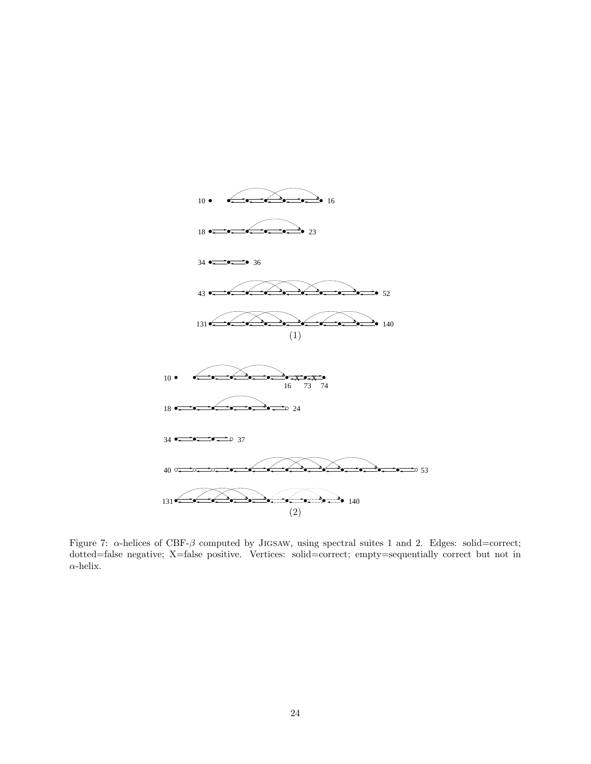Figure 7: $\alpha$-helices of CBF-$\beta$ computed by JIGSAW, using spectral suites 1 and 2. Edges: solid=correct; dotted=false negative; X=false positive. Vertices: solid=correct; empty=sequentially correct but not in $\alpha$-helix.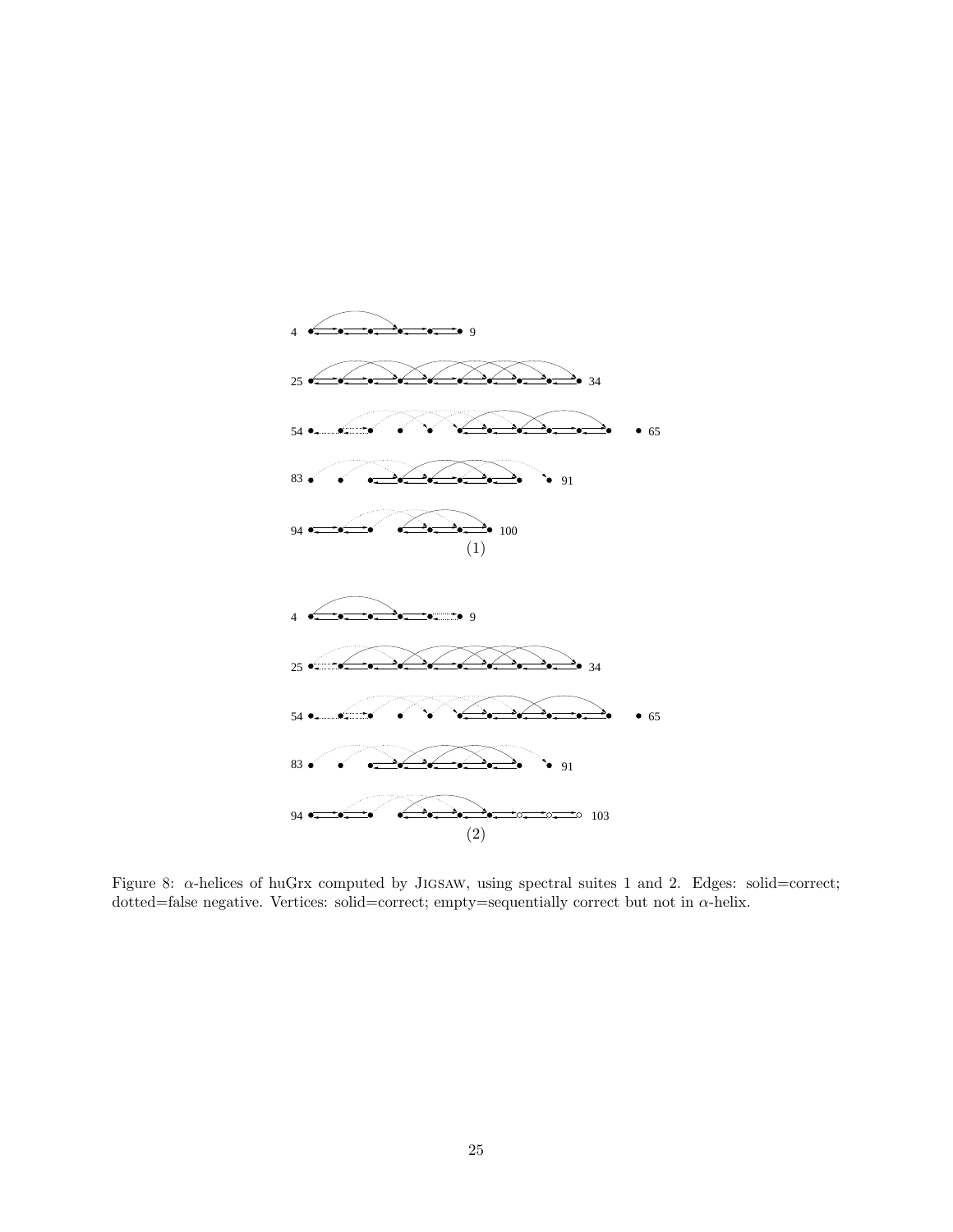4 9

25 34

54 65

83 91

94 100

(1)

4 9

25 34

54 65

83 91

94 103

(2)

Figure 8: $\alpha$-helices of huGrx computed by JIGSAW, using spectral suites 1 and 2. Edges: solid=correct; dotted=false negative. Vertices: solid=correct; empty=sequentially correct but not in $\alpha$-helix.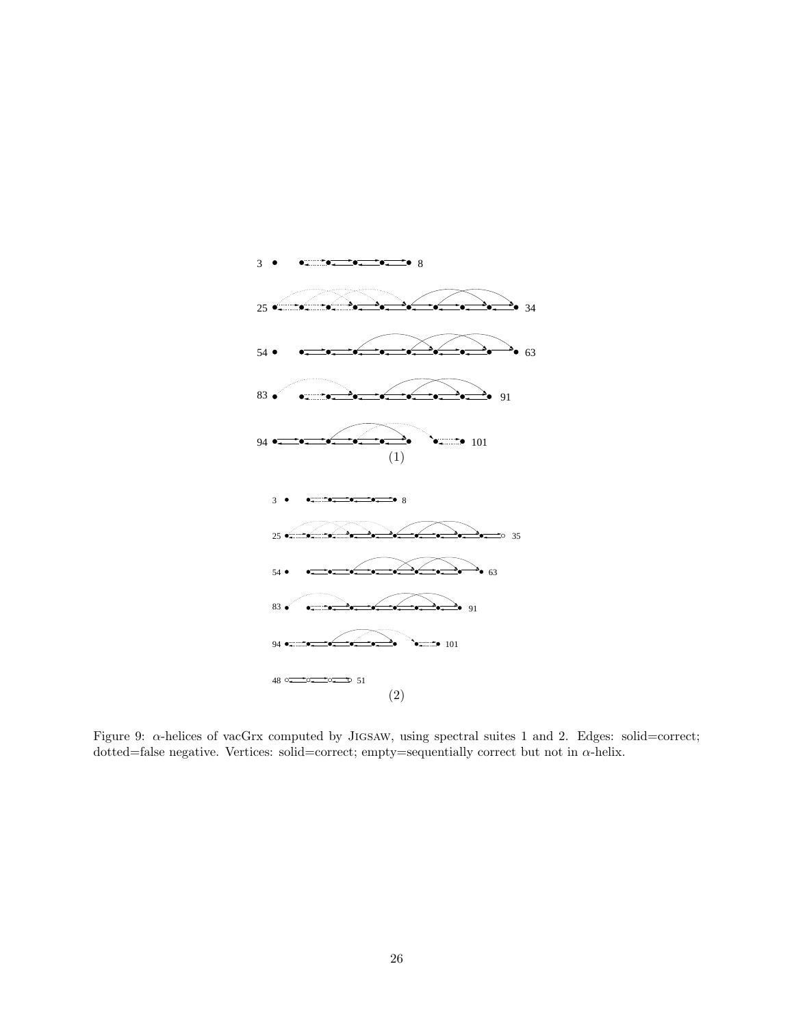3 8

25 34

54 63

83 91

94 101

(1)

3 8

25 35

54 63

83 91

94 101

48 51

(2)

Figure 9: α-helices of vacGrx computed by JIGSAW, using spectral suites 1 and 2. Edges: solid=correct; dotted=false negative. Vertices: solid=correct; empty=sequentially correct but not in α-helix.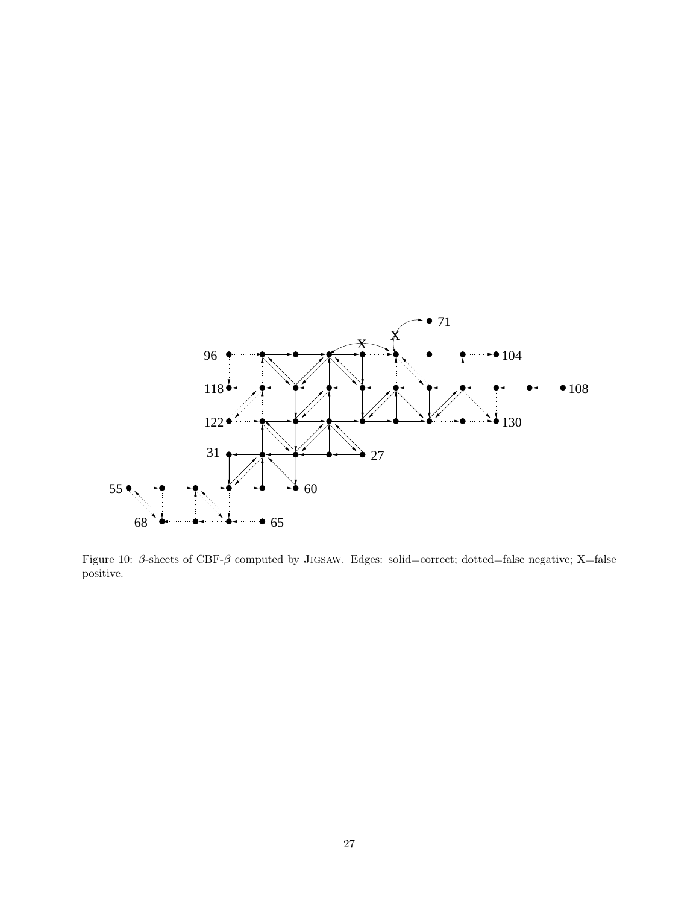Figure 10: $\beta$-sheets of CBF-$\beta$ computed by JIGSAW. Edges: solid=correct; dotted=false negative; X=false positive.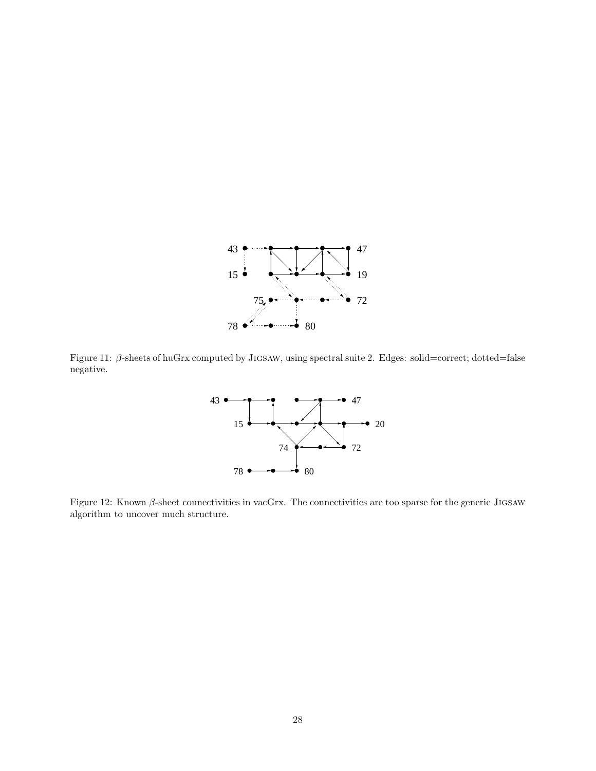Figure 11: $\beta$-sheets of huGrx computed by JIGSAW, using spectral suite 2. Edges: solid=correct; dotted=false negative.

Figure 12: Known $\beta$-sheet connectivities in vacGrx. The connectivities are too sparse for the generic JIGSAW algorithm to uncover much structure.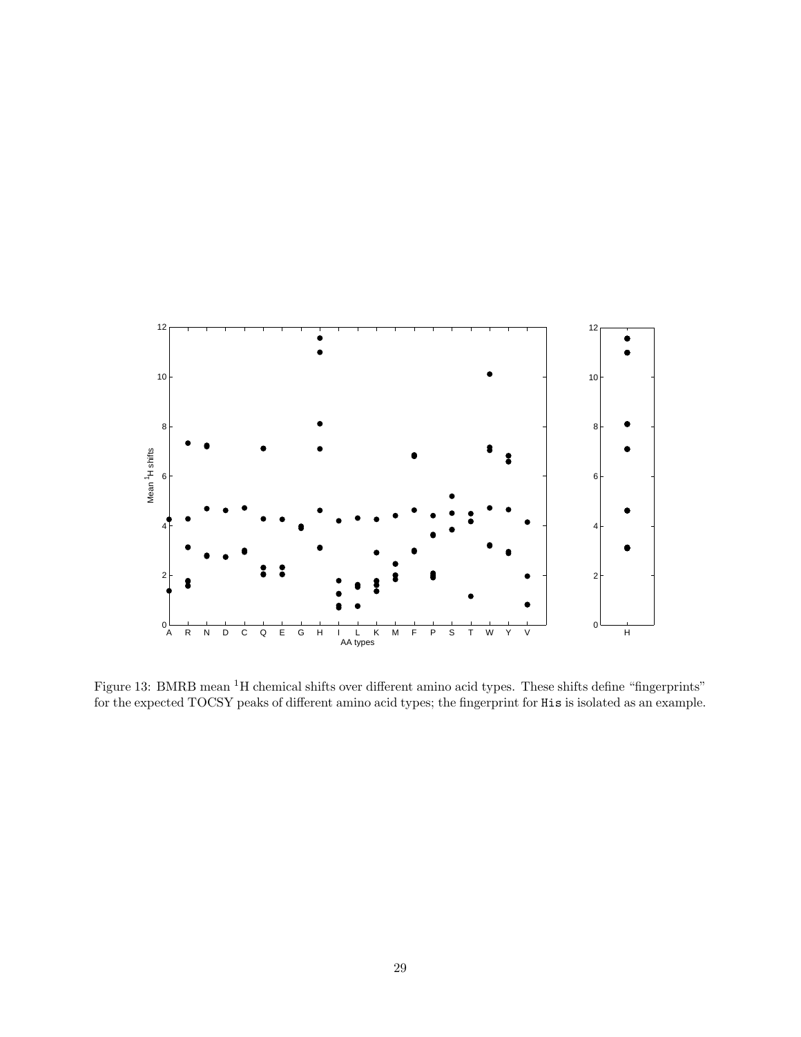Figure 13: BMRB mean $^1$H chemical shifts over different amino acid types. These shifts define "fingerprints" for the expected TOCSY peaks of different amino acid types; the fingerprint for His is isolated as an example.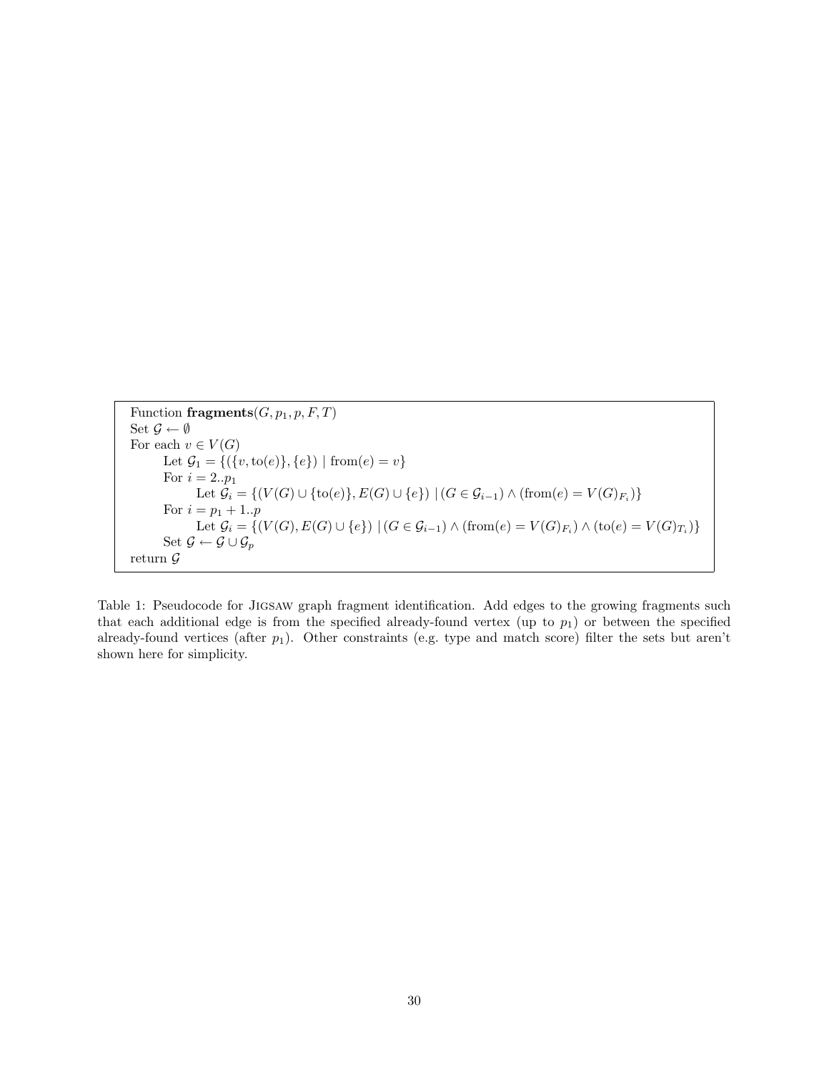```
Function fragments(G, p_1, p, F, T)
Set 𝒢 ← ∅
For each v ∈ V(G)
    Let 𝒢_1 = {({v, to(e)}, {e}) | from(e) = v}
    For i = 2..p_1
        Let 𝒢_i = {(V(G) ∪ {to(e)}, E(G) ∪ {e}) | (G ∈ 𝒢_{i−1}) ∧ (from(e) = V(G)_{F_i})}
    For i = p_1 + 1..p
        Let 𝒢_i = {(V(G), E(G) ∪ {e}) | (G ∈ 𝒢_{i−1}) ∧ (from(e) = V(G)_{F_i}) ∧ (to(e) = V(G)_{T_i})}
    Set 𝒢 ← 𝒢 ∪ 𝒢_p
return 𝒢
```

Table 1: Pseudocode for Jigsaw graph fragment identification. Add edges to the growing fragments such that each additional edge is from the specified already-found vertex (up to $p_1$) or between the specified already-found vertices (after $p_1$). Other constraints (e.g. type and match score) filter the sets but aren't shown here for simplicity.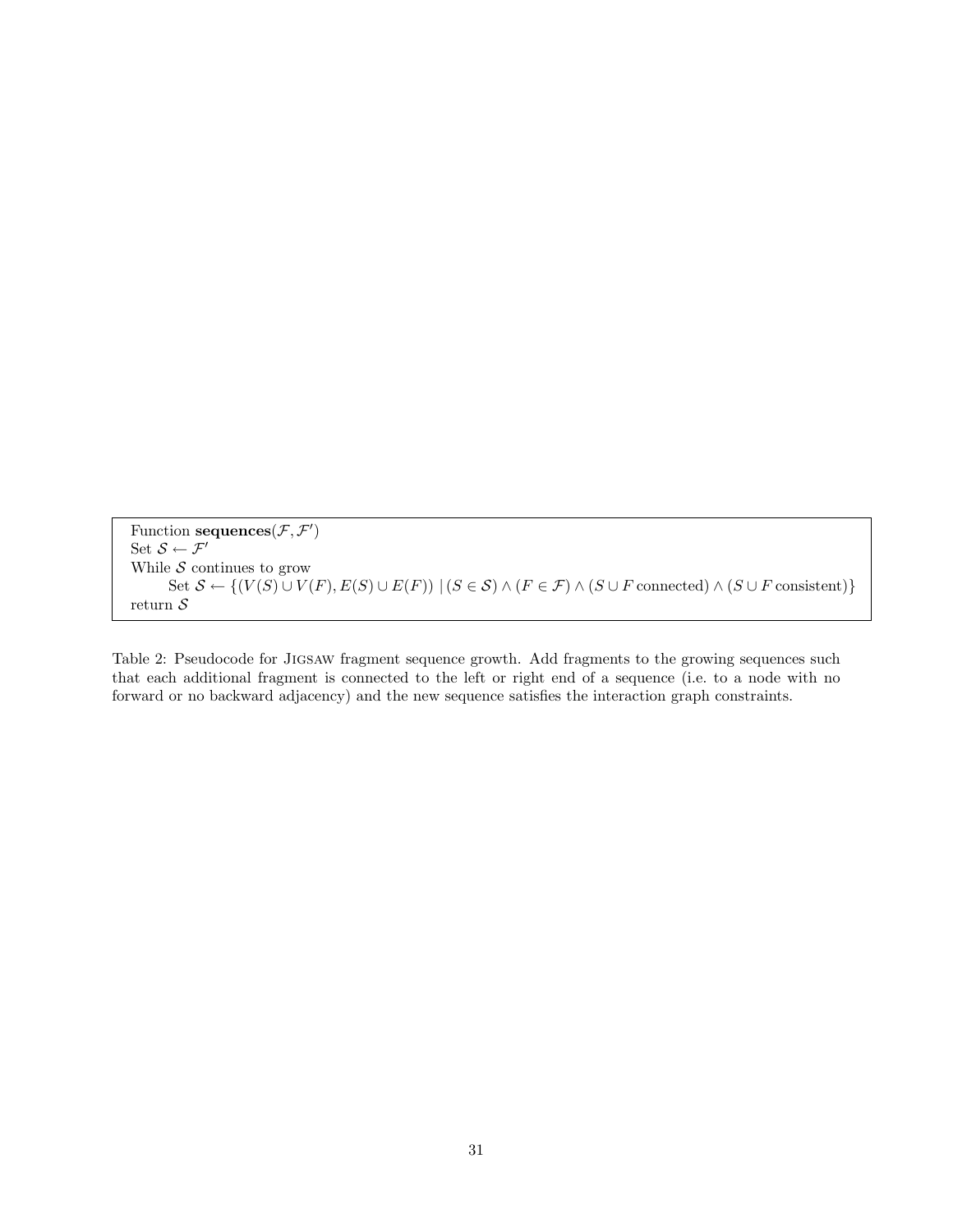```
Function sequences(𝓕, 𝓕′)
Set 𝓢 ← 𝓕′
While 𝓢 continues to grow
    Set 𝓢 ← {(V(S) ∪ V(F), E(S) ∪ E(F)) | (S ∈ 𝓢) ∧ (F ∈ 𝓕) ∧ (S ∪ F connected) ∧ (S ∪ F consistent)}
return 𝓢
```

Function **sequences**$(\mathcal{F}, \mathcal{F}')$
Set $\mathcal{S} \leftarrow \mathcal{F}'$
While $\mathcal{S}$ continues to grow
Set $\mathcal{S} \leftarrow \{(V(S) \cup V(F), E(S) \cup E(F)) \mid (S \in \mathcal{S}) \wedge (F \in \mathcal{F}) \wedge (S \cup F \text{ connected}) \wedge (S \cup F \text{ consistent})\}$
return $\mathcal{S}$

Table 2: Pseudocode for Jigsaw fragment sequence growth. Add fragments to the growing sequences such that each additional fragment is connected to the left or right end of a sequence (i.e. to a node with no forward or no backward adjacency) and the new sequence satisfies the interaction graph constraints.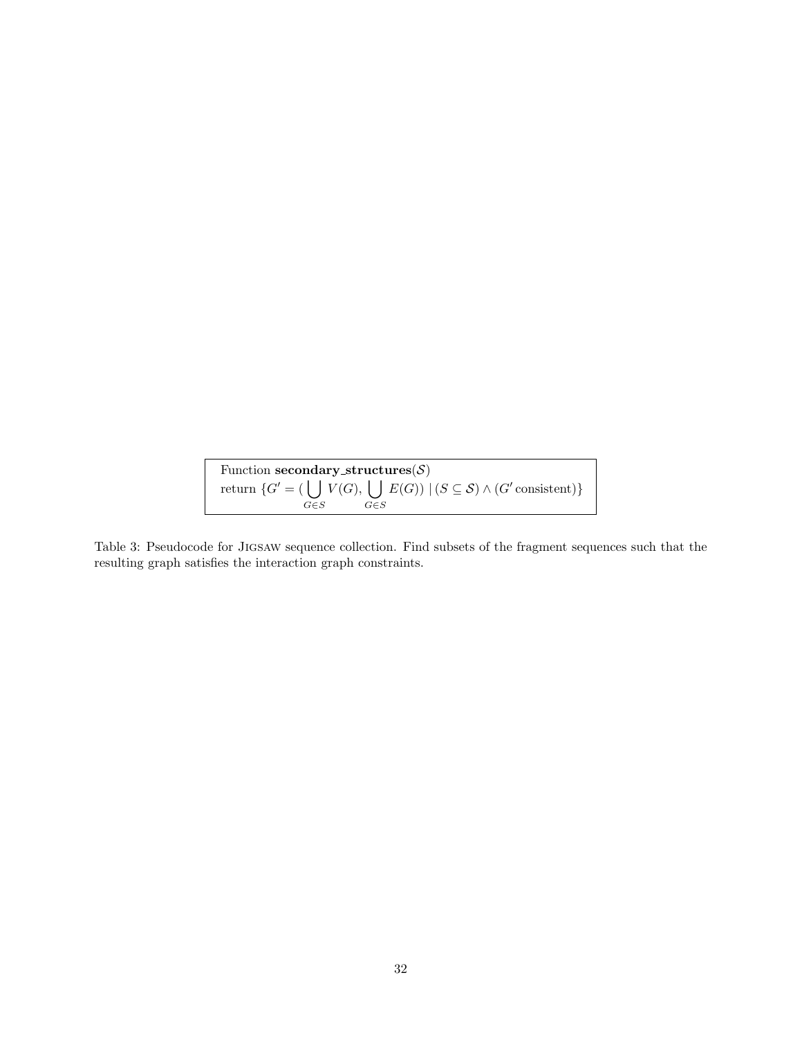```
Function secondary_structures(𝒮)
return {G' = (⋃_{G∈S} V(G), ⋃_{G∈S} E(G)) | (S ⊆ 𝒮) ∧ (G' consistent)}
```

Function $\textbf{secondary\_structures}(\mathcal{S})$

return $\{G' = (\bigcup_{G \in S} V(G), \bigcup_{G \in S} E(G)) \mid (S \subseteq \mathcal{S}) \wedge (G' \text{ consistent})\}$

Table 3: Pseudocode for JIGSAW sequence collection. Find subsets of the fragment sequences such that the resulting graph satisfies the interaction graph constraints.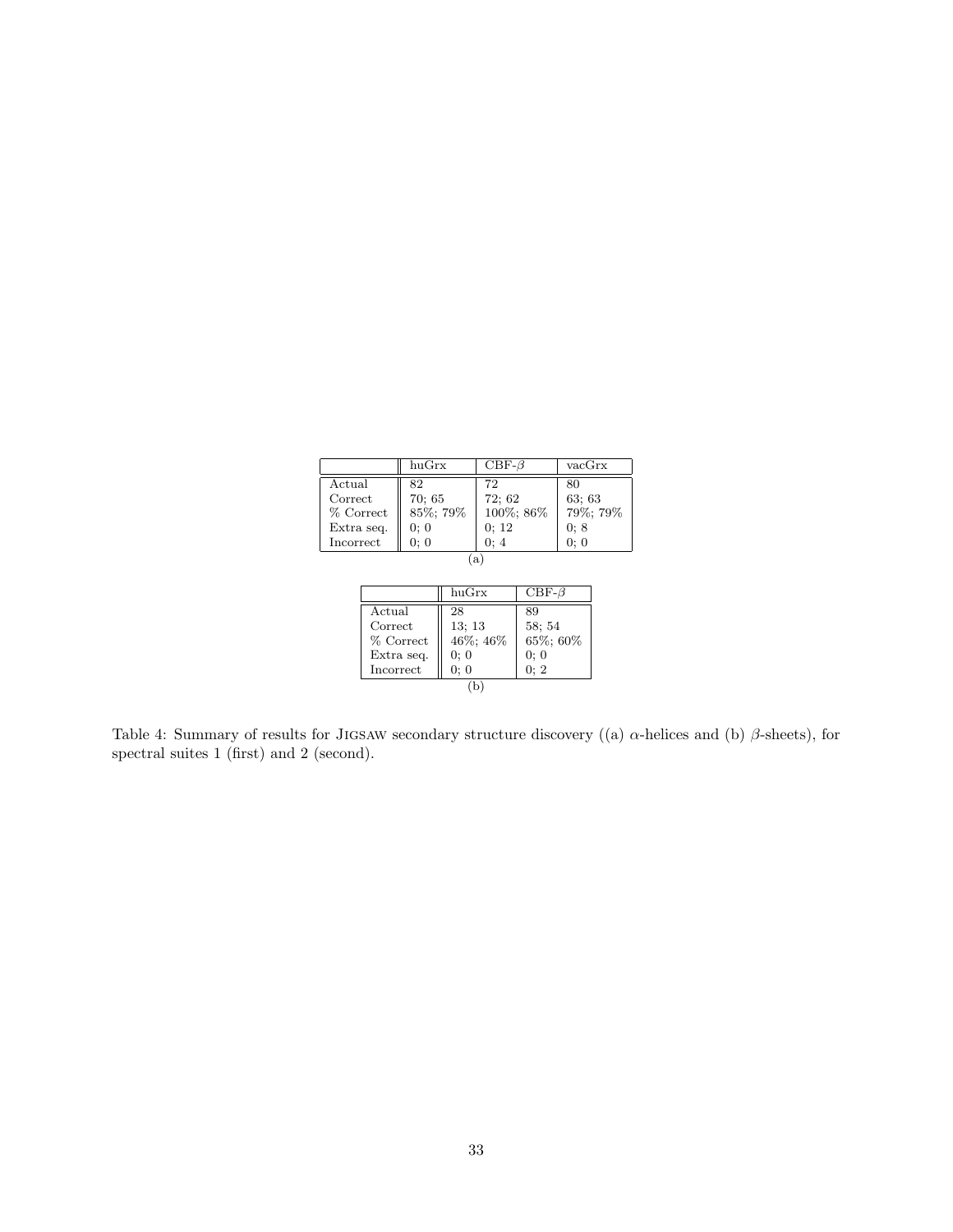| | huGrx | CBF-$\beta$ | vacGrx |
|---|---|---|---|
| Actual | 82 | 72 | 80 |
| Correct | 70; 65 | 72; 62 | 63; 63 |
| % Correct | 85%; 79% | 100%; 86% | 79%; 79% |
| Extra seq. | 0; 0 | 0; 12 | 0; 8 |
| Incorrect | 0; 0 | 0; 4 | 0; 0 |

(a)

| | huGrx | CBF-$\beta$ |
|---|---|---|
| Actual | 28 | 89 |
| Correct | 13; 13 | 58; 54 |
| % Correct | 46%; 46% | 65%; 60% |
| Extra seq. | 0; 0 | 0; 0 |
| Incorrect | 0; 0 | 0; 2 |

(b)

Table 4: Summary of results for Jigsaw secondary structure discovery ((a) $\alpha$-helices and (b) $\beta$-sheets), for spectral suites 1 (first) and 2 (second).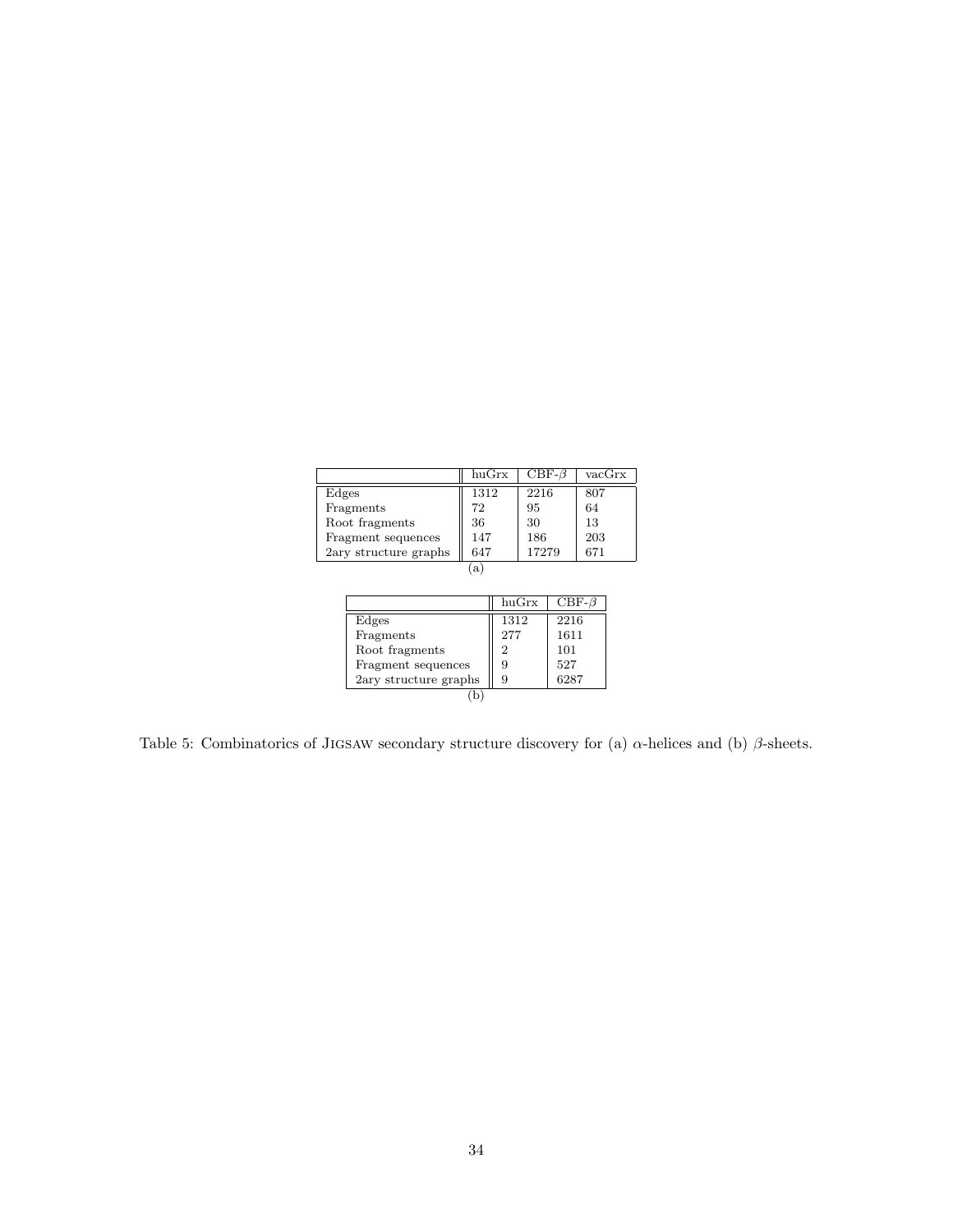| | huGrx | CBF-$\beta$ | vacGrx |
|---|---|---|---|
| Edges | 1312 | 2216 | 807 |
| Fragments | 72 | 95 | 64 |
| Root fragments | 36 | 30 | 13 |
| Fragment sequences | 147 | 186 | 203 |
| 2ary structure graphs | 647 | 17279 | 671 |

(a)

| | huGrx | CBF-$\beta$ |
|---|---|---|
| Edges | 1312 | 2216 |
| Fragments | 277 | 1611 |
| Root fragments | 2 | 101 |
| Fragment sequences | 9 | 527 |
| 2ary structure graphs | 9 | 6287 |

(b)

Table 5: Combinatorics of Jigsaw secondary structure discovery for (a) $\alpha$-helices and (b) $\beta$-sheets.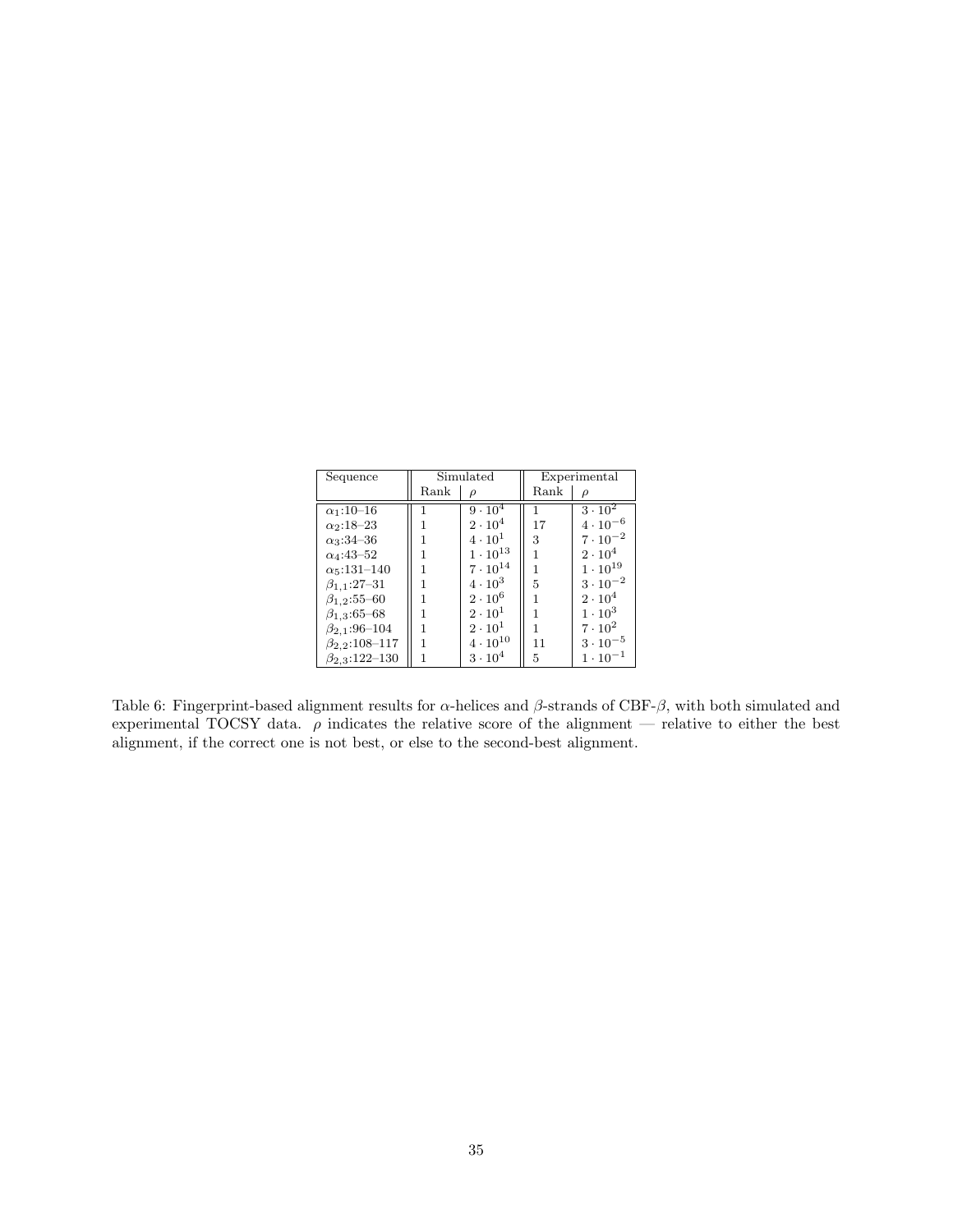| Sequence | Simulated | | Experimental | |
|---|---|---|---|---|
| | Rank | $\rho$ | Rank | $\rho$ |
| $\alpha_1$:10–16 | 1 | $9 \cdot 10^4$ | 1 | $3 \cdot 10^2$ |
| $\alpha_2$:18–23 | 1 | $2 \cdot 10^4$ | 17 | $4 \cdot 10^{-6}$ |
| $\alpha_3$:34–36 | 1 | $4 \cdot 10^1$ | 3 | $7 \cdot 10^{-2}$ |
| $\alpha_4$:43–52 | 1 | $1 \cdot 10^{13}$ | 1 | $2 \cdot 10^4$ |
| $\alpha_5$:131–140 | 1 | $7 \cdot 10^{14}$ | 1 | $1 \cdot 10^{19}$ |
| $\beta_{1,1}$:27–31 | 1 | $4 \cdot 10^3$ | 5 | $3 \cdot 10^{-2}$ |
| $\beta_{1,2}$:55–60 | 1 | $2 \cdot 10^6$ | 1 | $2 \cdot 10^4$ |
| $\beta_{1,3}$:65–68 | 1 | $2 \cdot 10^1$ | 1 | $1 \cdot 10^3$ |
| $\beta_{2,1}$:96–104 | 1 | $2 \cdot 10^1$ | 1 | $7 \cdot 10^2$ |
| $\beta_{2,2}$:108–117 | 1 | $4 \cdot 10^{10}$ | 11 | $3 \cdot 10^{-5}$ |
| $\beta_{2,3}$:122–130 | 1 | $3 \cdot 10^4$ | 5 | $1 \cdot 10^{-1}$ |

Table 6: Fingerprint-based alignment results for $\alpha$-helices and $\beta$-strands of CBF-$\beta$, with both simulated and experimental TOCSY data. $\rho$ indicates the relative score of the alignment — relative to either the best alignment, if the correct one is not best, or else to the second-best alignment.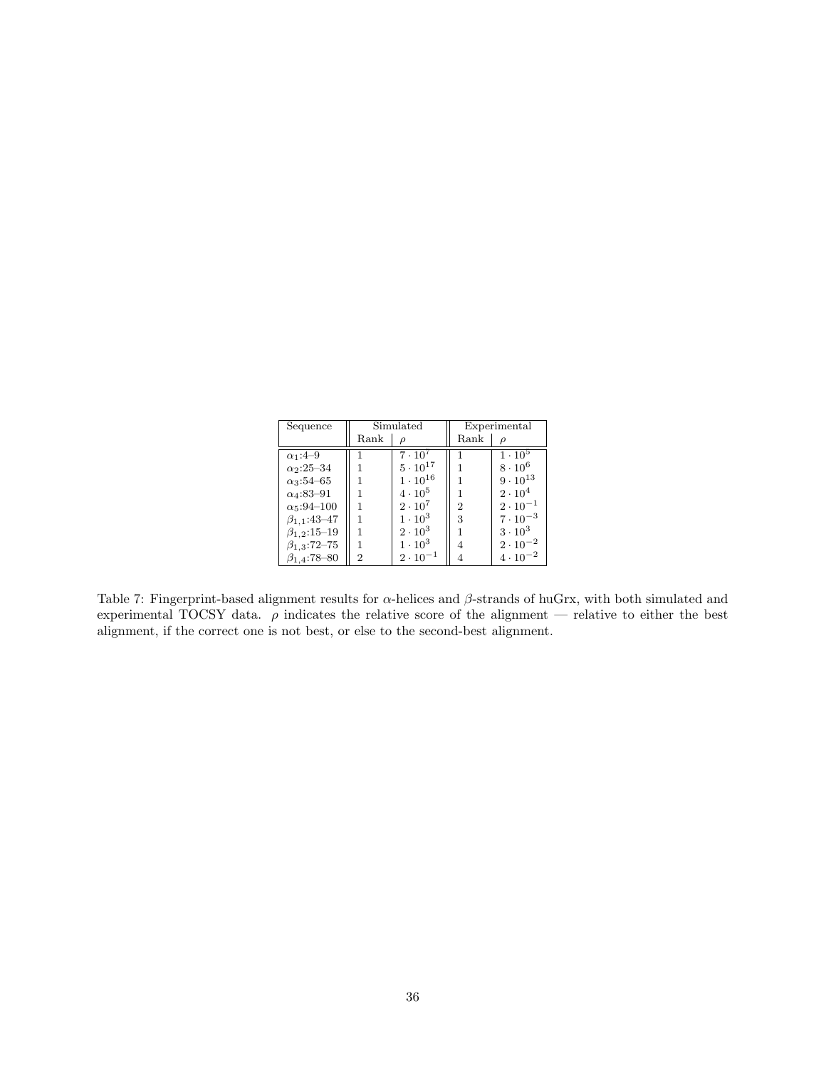| Sequence | Simulated | | Experimental | |
|---|---|---|---|---|
| | Rank | $\rho$ | Rank | $\rho$ |
| $\alpha_1$:4–9 | 1 | $7 \cdot 10^7$ | 1 | $1 \cdot 10^5$ |
| $\alpha_2$:25–34 | 1 | $5 \cdot 10^{17}$ | 1 | $8 \cdot 10^6$ |
| $\alpha_3$:54–65 | 1 | $1 \cdot 10^{16}$ | 1 | $9 \cdot 10^{13}$ |
| $\alpha_4$:83–91 | 1 | $4 \cdot 10^5$ | 1 | $2 \cdot 10^4$ |
| $\alpha_5$:94–100 | 1 | $2 \cdot 10^7$ | 2 | $2 \cdot 10^{-1}$ |
| $\beta_{1,1}$:43–47 | 1 | $1 \cdot 10^3$ | 3 | $7 \cdot 10^{-3}$ |
| $\beta_{1,2}$:15–19 | 1 | $2 \cdot 10^3$ | 1 | $3 \cdot 10^3$ |
| $\beta_{1,3}$:72–75 | 1 | $1 \cdot 10^3$ | 4 | $2 \cdot 10^{-2}$ |
| $\beta_{1,4}$:78–80 | 2 | $2 \cdot 10^{-1}$ | 4 | $4 \cdot 10^{-2}$ |

Table 7: Fingerprint-based alignment results for $\alpha$-helices and $\beta$-strands of huGrx, with both simulated and experimental TOCSY data. $\rho$ indicates the relative score of the alignment — relative to either the best alignment, if the correct one is not best, or else to the second-best alignment.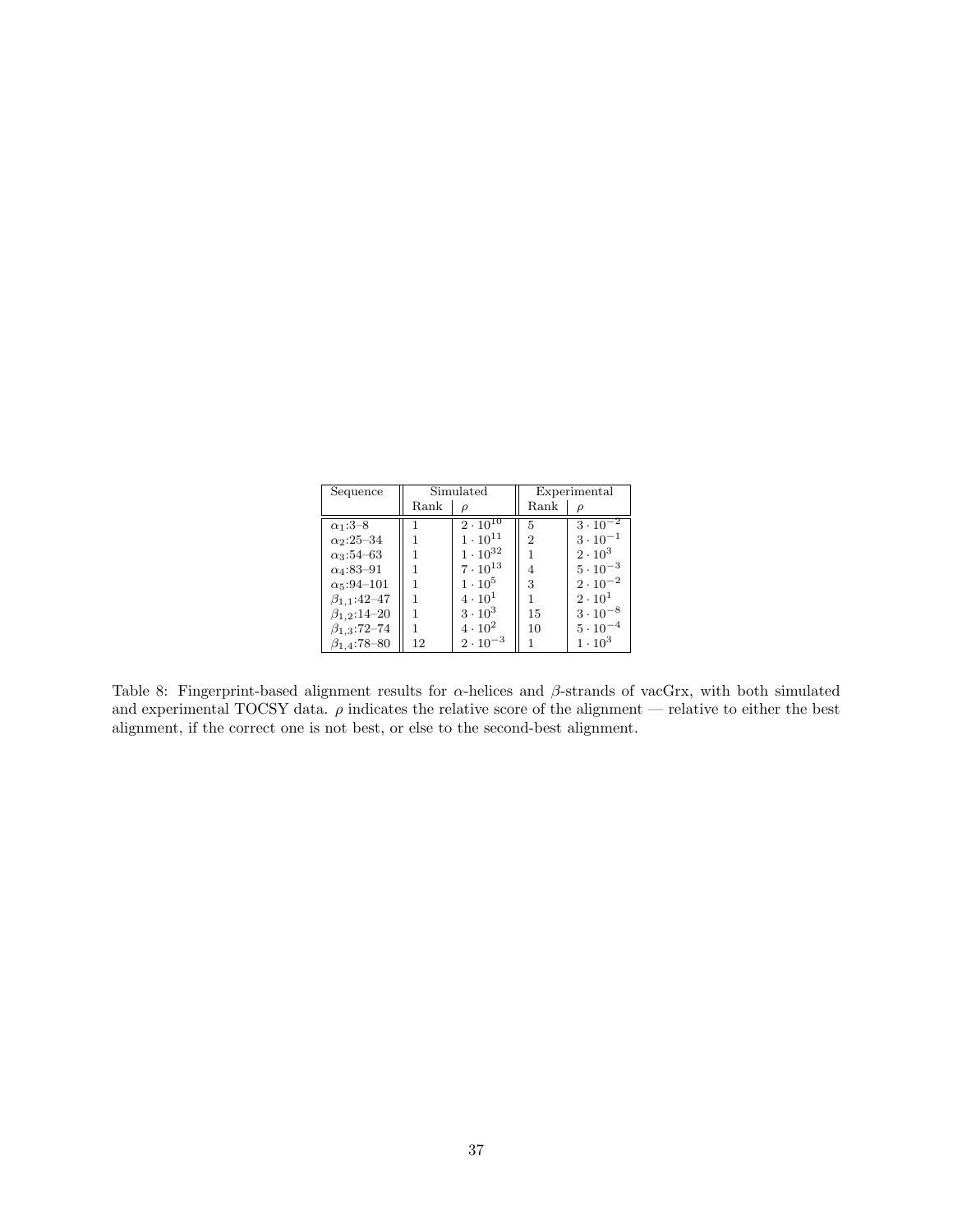| Sequence | Simulated | | Experimental | |
|---|---|---|---|---|
| | Rank | $\rho$ | Rank | $\rho$ |
| $\alpha_1$:3–8 | 1 | $2 \cdot 10^{10}$ | 5 | $3 \cdot 10^{-2}$ |
| $\alpha_2$:25–34 | 1 | $1 \cdot 10^{11}$ | 2 | $3 \cdot 10^{-1}$ |
| $\alpha_3$:54–63 | 1 | $1 \cdot 10^{32}$ | 1 | $2 \cdot 10^{3}$ |
| $\alpha_4$:83–91 | 1 | $7 \cdot 10^{13}$ | 4 | $5 \cdot 10^{-3}$ |
| $\alpha_5$:94–101 | 1 | $1 \cdot 10^{5}$ | 3 | $2 \cdot 10^{-2}$ |
| $\beta_{1,1}$:42–47 | 1 | $4 \cdot 10^{1}$ | 1 | $2 \cdot 10^{1}$ |
| $\beta_{1,2}$:14–20 | 1 | $3 \cdot 10^{3}$ | 15 | $3 \cdot 10^{-8}$ |
| $\beta_{1,3}$:72–74 | 1 | $4 \cdot 10^{2}$ | 10 | $5 \cdot 10^{-4}$ |
| $\beta_{1,4}$:78–80 | 12 | $2 \cdot 10^{-3}$ | 1 | $1 \cdot 10^{3}$ |

Table 8: Fingerprint-based alignment results for $\alpha$-helices and $\beta$-strands of vacGrx, with both simulated and experimental TOCSY data. $\rho$ indicates the relative score of the alignment — relative to either the best alignment, if the correct one is not best, or else to the second-best alignment.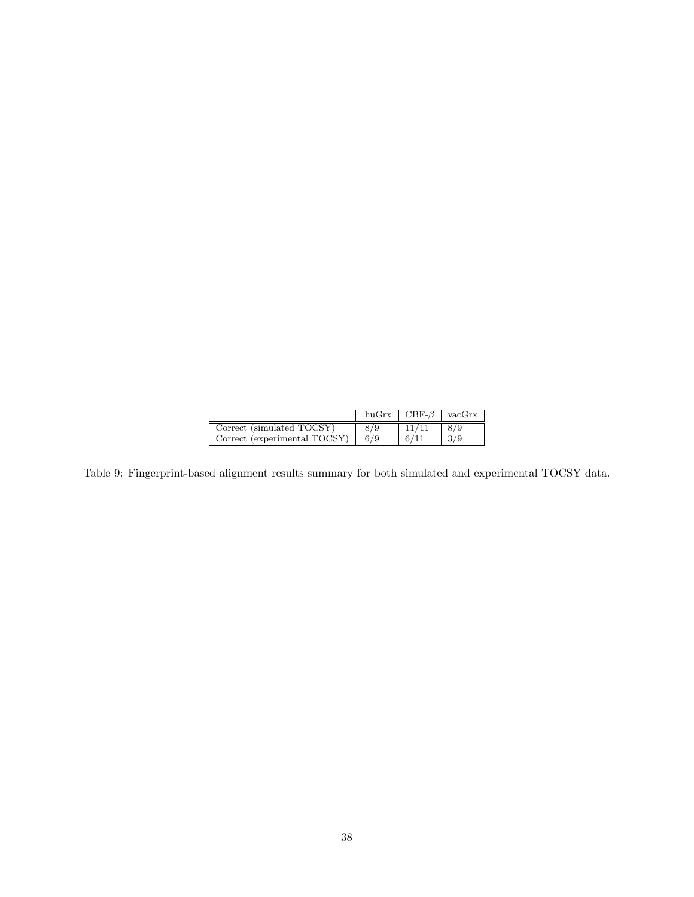| | huGrx | CBF-$\beta$ | vacGrx |
|---|---|---|---|
| Correct (simulated TOCSY) | 8/9 | 11/11 | 8/9 |
| Correct (experimental TOCSY) | 6/9 | 6/11 | 3/9 |

Table 9: Fingerprint-based alignment results summary for both simulated and experimental TOCSY data.